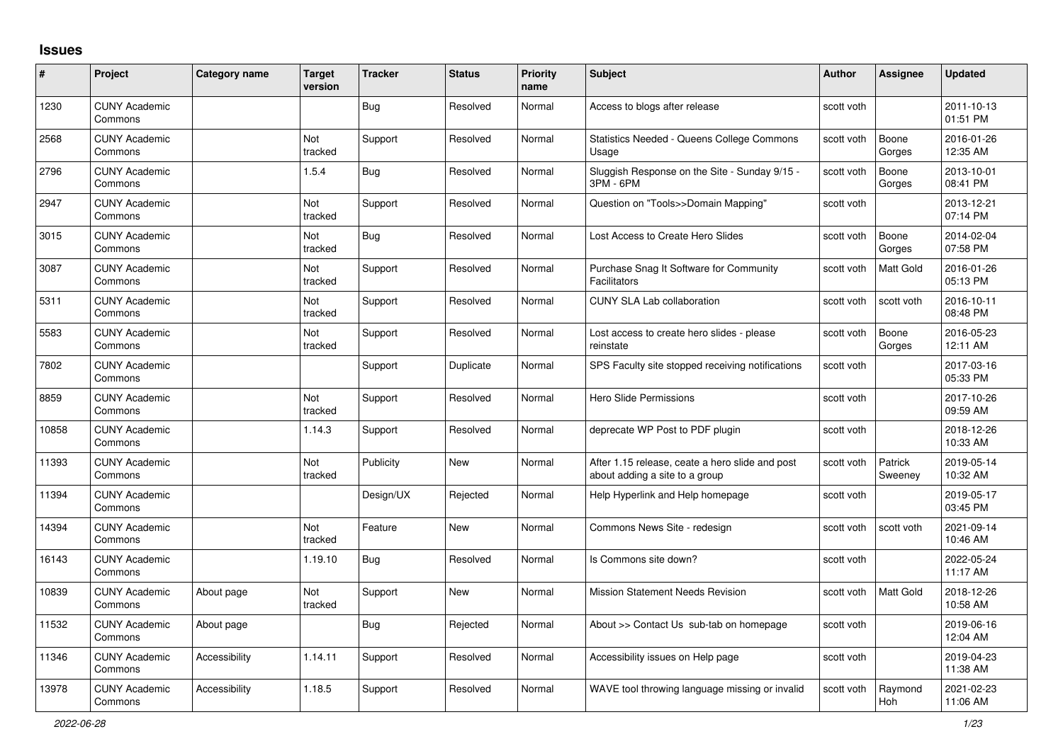## Issues

| # | Project | Category name | Target version | Tracker | Status | Priority name | Subject | Author | Assignee | Updated |
|---|---|---|---|---|---|---|---|---|---|---|
| 1230 | CUNY Academic Commons | | | Bug | Resolved | Normal | Access to blogs after release | scott voth | | 2011-10-13 01:51 PM |
| 2568 | CUNY Academic Commons | | Not tracked | Support | Resolved | Normal | Statistics Needed - Queens College Commons Usage | scott voth | Boone Gorges | 2016-01-26 12:35 AM |
| 2796 | CUNY Academic Commons | | 1.5.4 | Bug | Resolved | Normal | Sluggish Response on the Site - Sunday 9/15 - 3PM - 6PM | scott voth | Boone Gorges | 2013-10-01 08:41 PM |
| 2947 | CUNY Academic Commons | | Not tracked | Support | Resolved | Normal | Question on "Tools>>Domain Mapping" | scott voth | | 2013-12-21 07:14 PM |
| 3015 | CUNY Academic Commons | | Not tracked | Bug | Resolved | Normal | Lost Access to Create Hero Slides | scott voth | Boone Gorges | 2014-02-04 07:58 PM |
| 3087 | CUNY Academic Commons | | Not tracked | Support | Resolved | Normal | Purchase Snag It Software for Community Facilitators | scott voth | Matt Gold | 2016-01-26 05:13 PM |
| 5311 | CUNY Academic Commons | | Not tracked | Support | Resolved | Normal | CUNY SLA Lab collaboration | scott voth | scott voth | 2016-10-11 08:48 PM |
| 5583 | CUNY Academic Commons | | Not tracked | Support | Resolved | Normal | Lost access to create hero slides - please reinstate | scott voth | Boone Gorges | 2016-05-23 12:11 AM |
| 7802 | CUNY Academic Commons | | | Support | Duplicate | Normal | SPS Faculty site stopped receiving notifications | scott voth | | 2017-03-16 05:33 PM |
| 8859 | CUNY Academic Commons | | Not tracked | Support | Resolved | Normal | Hero Slide Permissions | scott voth | | 2017-10-26 09:59 AM |
| 10858 | CUNY Academic Commons | | 1.14.3 | Support | Resolved | Normal | deprecate WP Post to PDF plugin | scott voth | | 2018-12-26 10:33 AM |
| 11393 | CUNY Academic Commons | | Not tracked | Publicity | New | Normal | After 1.15 release, ceate a hero slide and post about adding a site to a group | scott voth | Patrick Sweeney | 2019-05-14 10:32 AM |
| 11394 | CUNY Academic Commons | | | Design/UX | Rejected | Normal | Help Hyperlink and Help homepage | scott voth | | 2019-05-17 03:45 PM |
| 14394 | CUNY Academic Commons | | Not tracked | Feature | New | Normal | Commons News Site - redesign | scott voth | scott voth | 2021-09-14 10:46 AM |
| 16143 | CUNY Academic Commons | | 1.19.10 | Bug | Resolved | Normal | Is Commons site down? | scott voth | | 2022-05-24 11:17 AM |
| 10839 | CUNY Academic Commons | About page | Not tracked | Support | New | Normal | Mission Statement Needs Revision | scott voth | Matt Gold | 2018-12-26 10:58 AM |
| 11532 | CUNY Academic Commons | About page | | Bug | Rejected | Normal | About >> Contact Us sub-tab on homepage | scott voth | | 2019-06-16 12:04 AM |
| 11346 | CUNY Academic Commons | Accessibility | 1.14.11 | Support | Resolved | Normal | Accessibility issues on Help page | scott voth | | 2019-04-23 11:38 AM |
| 13978 | CUNY Academic Commons | Accessibility | 1.18.5 | Support | Resolved | Normal | WAVE tool throwing language missing or invalid | scott voth | Raymond Hoh | 2021-02-23 11:06 AM |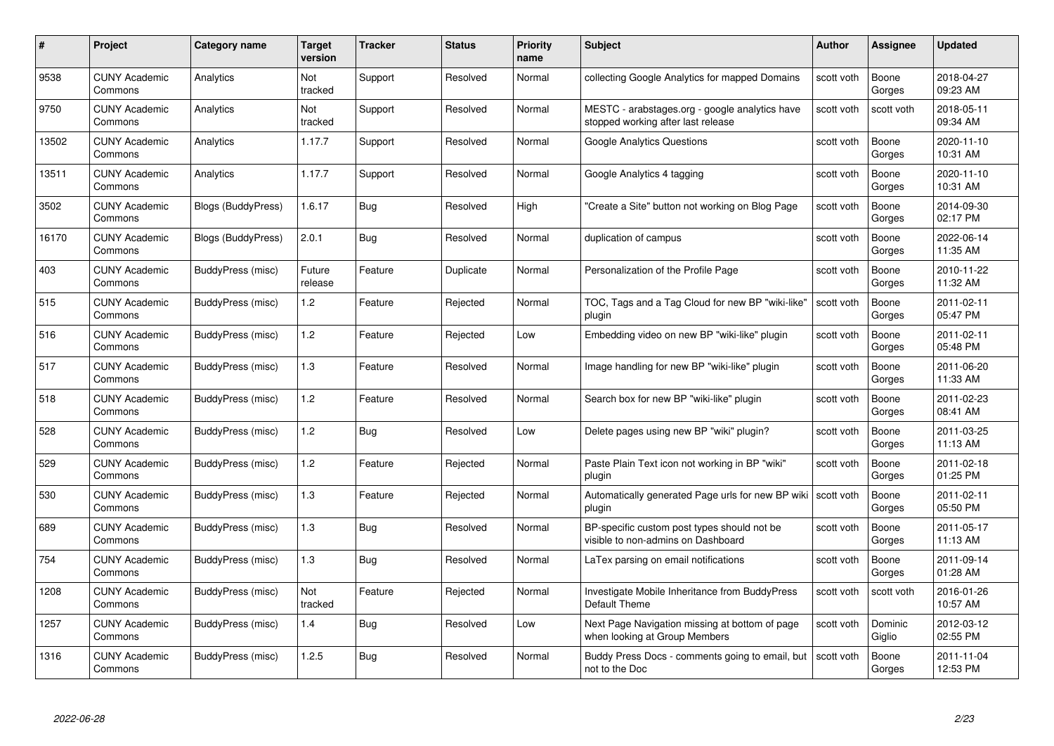| # | Project | Category name | Target version | Tracker | Status | Priority name | Subject | Author | Assignee | Updated |
|---|---|---|---|---|---|---|---|---|---|---|
| 9538 | CUNY Academic Commons | Analytics | Not tracked | Support | Resolved | Normal | collecting Google Analytics for mapped Domains | scott voth | Boone Gorges | 2018-04-27 09:23 AM |
| 9750 | CUNY Academic Commons | Analytics | Not tracked | Support | Resolved | Normal | MESTC - arabstages.org - google analytics have stopped working after last release | scott voth | scott voth | 2018-05-11 09:34 AM |
| 13502 | CUNY Academic Commons | Analytics | 1.17.7 | Support | Resolved | Normal | Google Analytics Questions | scott voth | Boone Gorges | 2020-11-10 10:31 AM |
| 13511 | CUNY Academic Commons | Analytics | 1.17.7 | Support | Resolved | Normal | Google Analytics 4 tagging | scott voth | Boone Gorges | 2020-11-10 10:31 AM |
| 3502 | CUNY Academic Commons | Blogs (BuddyPress) | 1.6.17 | Bug | Resolved | High | "Create a Site" button not working on Blog Page | scott voth | Boone Gorges | 2014-09-30 02:17 PM |
| 16170 | CUNY Academic Commons | Blogs (BuddyPress) | 2.0.1 | Bug | Resolved | Normal | duplication of campus | scott voth | Boone Gorges | 2022-06-14 11:35 AM |
| 403 | CUNY Academic Commons | BuddyPress (misc) | Future release | Feature | Duplicate | Normal | Personalization of the Profile Page | scott voth | Boone Gorges | 2010-11-22 11:32 AM |
| 515 | CUNY Academic Commons | BuddyPress (misc) | 1.2 | Feature | Rejected | Normal | TOC, Tags and a Tag Cloud for new BP "wiki-like" plugin | scott voth | Boone Gorges | 2011-02-11 05:47 PM |
| 516 | CUNY Academic Commons | BuddyPress (misc) | 1.2 | Feature | Rejected | Low | Embedding video on new BP "wiki-like" plugin | scott voth | Boone Gorges | 2011-02-11 05:48 PM |
| 517 | CUNY Academic Commons | BuddyPress (misc) | 1.3 | Feature | Resolved | Normal | Image handling for new BP "wiki-like" plugin | scott voth | Boone Gorges | 2011-06-20 11:33 AM |
| 518 | CUNY Academic Commons | BuddyPress (misc) | 1.2 | Feature | Resolved | Normal | Search box for new BP "wiki-like" plugin | scott voth | Boone Gorges | 2011-02-23 08:41 AM |
| 528 | CUNY Academic Commons | BuddyPress (misc) | 1.2 | Bug | Resolved | Low | Delete pages using new BP "wiki" plugin? | scott voth | Boone Gorges | 2011-03-25 11:13 AM |
| 529 | CUNY Academic Commons | BuddyPress (misc) | 1.2 | Feature | Rejected | Normal | Paste Plain Text icon not working in BP "wiki" plugin | scott voth | Boone Gorges | 2011-02-18 01:25 PM |
| 530 | CUNY Academic Commons | BuddyPress (misc) | 1.3 | Feature | Rejected | Normal | Automatically generated Page urls for new BP wiki plugin | scott voth | Boone Gorges | 2011-02-11 05:50 PM |
| 689 | CUNY Academic Commons | BuddyPress (misc) | 1.3 | Bug | Resolved | Normal | BP-specific custom post types should not be visible to non-admins on Dashboard | scott voth | Boone Gorges | 2011-05-17 11:13 AM |
| 754 | CUNY Academic Commons | BuddyPress (misc) | 1.3 | Bug | Resolved | Normal | LaTex parsing on email notifications | scott voth | Boone Gorges | 2011-09-14 01:28 AM |
| 1208 | CUNY Academic Commons | BuddyPress (misc) | Not tracked | Feature | Rejected | Normal | Investigate Mobile Inheritance from BuddyPress Default Theme | scott voth | scott voth | 2016-01-26 10:57 AM |
| 1257 | CUNY Academic Commons | BuddyPress (misc) | 1.4 | Bug | Resolved | Low | Next Page Navigation missing at bottom of page when looking at Group Members | scott voth | Dominic Giglio | 2012-03-12 02:55 PM |
| 1316 | CUNY Academic Commons | BuddyPress (misc) | 1.2.5 | Bug | Resolved | Normal | Buddy Press Docs - comments going to email, but not to the Doc | scott voth | Boone Gorges | 2011-11-04 12:53 PM |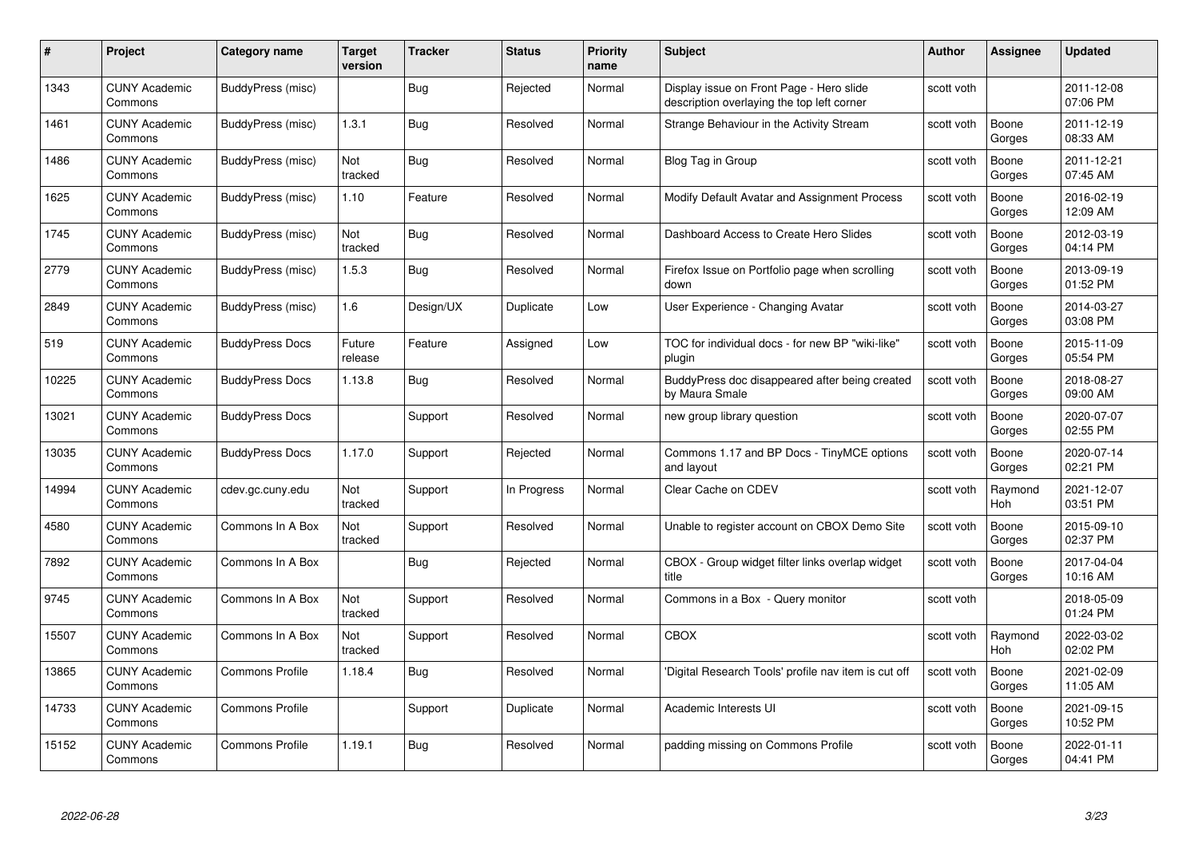| # | Project | Category name | Target version | Tracker | Status | Priority name | Subject | Author | Assignee | Updated |
|---|---|---|---|---|---|---|---|---|---|---|
| 1343 | CUNY Academic Commons | BuddyPress (misc) | | Bug | Rejected | Normal | Display issue on Front Page - Hero slide description overlaying the top left corner | scott voth | | 2011-12-08 07:06 PM |
| 1461 | CUNY Academic Commons | BuddyPress (misc) | 1.3.1 | Bug | Resolved | Normal | Strange Behaviour in the Activity Stream | scott voth | Boone Gorges | 2011-12-19 08:33 AM |
| 1486 | CUNY Academic Commons | BuddyPress (misc) | Not tracked | Bug | Resolved | Normal | Blog Tag in Group | scott voth | Boone Gorges | 2011-12-21 07:45 AM |
| 1625 | CUNY Academic Commons | BuddyPress (misc) | 1.10 | Feature | Resolved | Normal | Modify Default Avatar and Assignment Process | scott voth | Boone Gorges | 2016-02-19 12:09 AM |
| 1745 | CUNY Academic Commons | BuddyPress (misc) | Not tracked | Bug | Resolved | Normal | Dashboard Access to Create Hero Slides | scott voth | Boone Gorges | 2012-03-19 04:14 PM |
| 2779 | CUNY Academic Commons | BuddyPress (misc) | 1.5.3 | Bug | Resolved | Normal | Firefox Issue on Portfolio page when scrolling down | scott voth | Boone Gorges | 2013-09-19 01:52 PM |
| 2849 | CUNY Academic Commons | BuddyPress (misc) | 1.6 | Design/UX | Duplicate | Low | User Experience - Changing Avatar | scott voth | Boone Gorges | 2014-03-27 03:08 PM |
| 519 | CUNY Academic Commons | BuddyPress Docs | Future release | Feature | Assigned | Low | TOC for individual docs - for new BP "wiki-like" plugin | scott voth | Boone Gorges | 2015-11-09 05:54 PM |
| 10225 | CUNY Academic Commons | BuddyPress Docs | 1.13.8 | Bug | Resolved | Normal | BuddyPress doc disappeared after being created by Maura Smale | scott voth | Boone Gorges | 2018-08-27 09:00 AM |
| 13021 | CUNY Academic Commons | BuddyPress Docs | | Support | Resolved | Normal | new group library question | scott voth | Boone Gorges | 2020-07-07 02:55 PM |
| 13035 | CUNY Academic Commons | BuddyPress Docs | 1.17.0 | Support | Rejected | Normal | Commons 1.17 and BP Docs - TinyMCE options and layout | scott voth | Boone Gorges | 2020-07-14 02:21 PM |
| 14994 | CUNY Academic Commons | cdev.gc.cuny.edu | Not tracked | Support | In Progress | Normal | Clear Cache on CDEV | scott voth | Raymond Hoh | 2021-12-07 03:51 PM |
| 4580 | CUNY Academic Commons | Commons In A Box | Not tracked | Support | Resolved | Normal | Unable to register account on CBOX Demo Site | scott voth | Boone Gorges | 2015-09-10 02:37 PM |
| 7892 | CUNY Academic Commons | Commons In A Box | | Bug | Rejected | Normal | CBOX - Group widget filter links overlap widget title | scott voth | Boone Gorges | 2017-04-04 10:16 AM |
| 9745 | CUNY Academic Commons | Commons In A Box | Not tracked | Support | Resolved | Normal | Commons in a Box - Query monitor | scott voth | | 2018-05-09 01:24 PM |
| 15507 | CUNY Academic Commons | Commons In A Box | Not tracked | Support | Resolved | Normal | CBOX | scott voth | Raymond Hoh | 2022-03-02 02:02 PM |
| 13865 | CUNY Academic Commons | Commons Profile | 1.18.4 | Bug | Resolved | Normal | 'Digital Research Tools' profile nav item is cut off | scott voth | Boone Gorges | 2021-02-09 11:05 AM |
| 14733 | CUNY Academic Commons | Commons Profile | | Support | Duplicate | Normal | Academic Interests UI | scott voth | Boone Gorges | 2021-09-15 10:52 PM |
| 15152 | CUNY Academic Commons | Commons Profile | 1.19.1 | Bug | Resolved | Normal | padding missing on Commons Profile | scott voth | Boone Gorges | 2022-01-11 04:41 PM |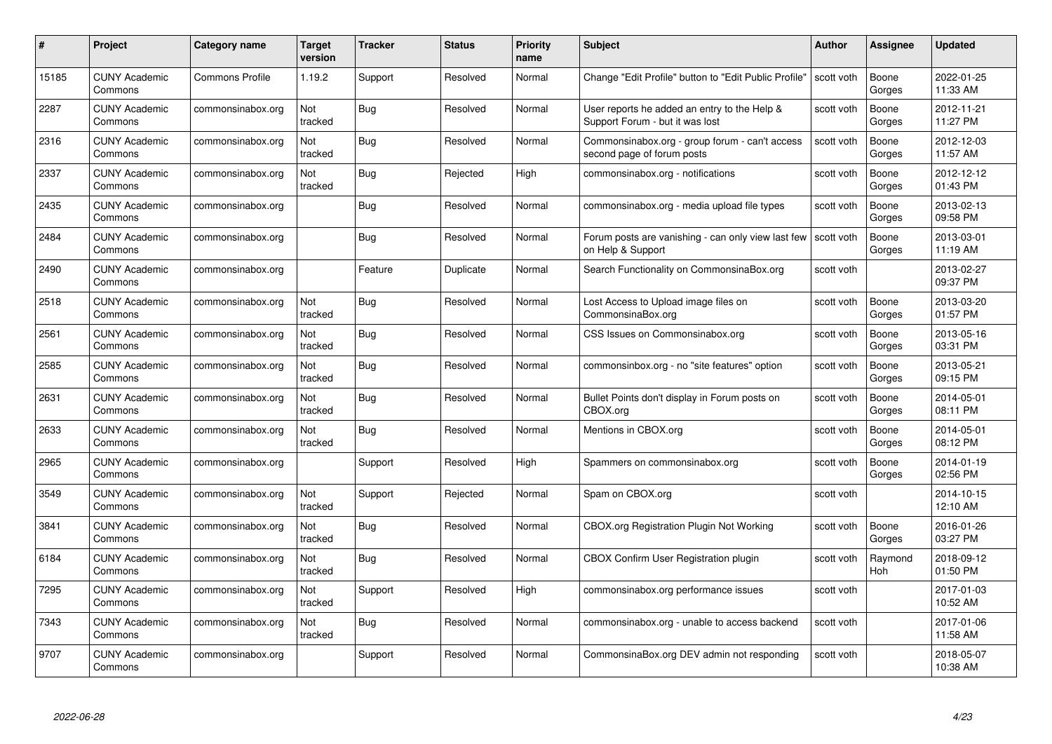| # | Project | Category name | Target version | Tracker | Status | Priority name | Subject | Author | Assignee | Updated |
|---|---|---|---|---|---|---|---|---|---|---|
| 15185 | CUNY Academic Commons | Commons Profile | 1.19.2 | Support | Resolved | Normal | Change "Edit Profile" button to "Edit Public Profile" | scott voth | Boone Gorges | 2022-01-25 11:33 AM |
| 2287 | CUNY Academic Commons | commonsinabox.org | Not tracked | Bug | Resolved | Normal | User reports he added an entry to the Help & Support Forum - but it was lost | scott voth | Boone Gorges | 2012-11-21 11:27 PM |
| 2316 | CUNY Academic Commons | commonsinabox.org | Not tracked | Bug | Resolved | Normal | Commonsinabox.org - group forum - can't access second page of forum posts | scott voth | Boone Gorges | 2012-12-03 11:57 AM |
| 2337 | CUNY Academic Commons | commonsinabox.org | Not tracked | Bug | Rejected | High | commonsinabox.org - notifications | scott voth | Boone Gorges | 2012-12-12 01:43 PM |
| 2435 | CUNY Academic Commons | commonsinabox.org | | Bug | Resolved | Normal | commonsinabox.org - media upload file types | scott voth | Boone Gorges | 2013-02-13 09:58 PM |
| 2484 | CUNY Academic Commons | commonsinabox.org | | Bug | Resolved | Normal | Forum posts are vanishing - can only view last few on Help & Support | scott voth | Boone Gorges | 2013-03-01 11:19 AM |
| 2490 | CUNY Academic Commons | commonsinabox.org | | Feature | Duplicate | Normal | Search Functionality on CommonsinaBox.org | scott voth | | 2013-02-27 09:37 PM |
| 2518 | CUNY Academic Commons | commonsinabox.org | Not tracked | Bug | Resolved | Normal | Lost Access to Upload image files on CommonsinaBox.org | scott voth | Boone Gorges | 2013-03-20 01:57 PM |
| 2561 | CUNY Academic Commons | commonsinabox.org | Not tracked | Bug | Resolved | Normal | CSS Issues on Commonsinabox.org | scott voth | Boone Gorges | 2013-05-16 03:31 PM |
| 2585 | CUNY Academic Commons | commonsinabox.org | Not tracked | Bug | Resolved | Normal | commonsinbox.org - no "site features" option | scott voth | Boone Gorges | 2013-05-21 09:15 PM |
| 2631 | CUNY Academic Commons | commonsinabox.org | Not tracked | Bug | Resolved | Normal | Bullet Points don't display in Forum posts on CBOX.org | scott voth | Boone Gorges | 2014-05-01 08:11 PM |
| 2633 | CUNY Academic Commons | commonsinabox.org | Not tracked | Bug | Resolved | Normal | Mentions in CBOX.org | scott voth | Boone Gorges | 2014-05-01 08:12 PM |
| 2965 | CUNY Academic Commons | commonsinabox.org | | Support | Resolved | High | Spammers on commonsinabox.org | scott voth | Boone Gorges | 2014-01-19 02:56 PM |
| 3549 | CUNY Academic Commons | commonsinabox.org | Not tracked | Support | Rejected | Normal | Spam on CBOX.org | scott voth | | 2014-10-15 12:10 AM |
| 3841 | CUNY Academic Commons | commonsinabox.org | Not tracked | Bug | Resolved | Normal | CBOX.org Registration Plugin Not Working | scott voth | Boone Gorges | 2016-01-26 03:27 PM |
| 6184 | CUNY Academic Commons | commonsinabox.org | Not tracked | Bug | Resolved | Normal | CBOX Confirm User Registration plugin | scott voth | Raymond Hoh | 2018-09-12 01:50 PM |
| 7295 | CUNY Academic Commons | commonsinabox.org | Not tracked | Support | Resolved | High | commonsinabox.org performance issues | scott voth | | 2017-01-03 10:52 AM |
| 7343 | CUNY Academic Commons | commonsinabox.org | Not tracked | Bug | Resolved | Normal | commonsinabox.org - unable to access backend | scott voth | | 2017-01-06 11:58 AM |
| 9707 | CUNY Academic Commons | commonsinabox.org | | Support | Resolved | Normal | CommonsinaBox.org DEV admin not responding | scott voth | | 2018-05-07 10:38 AM |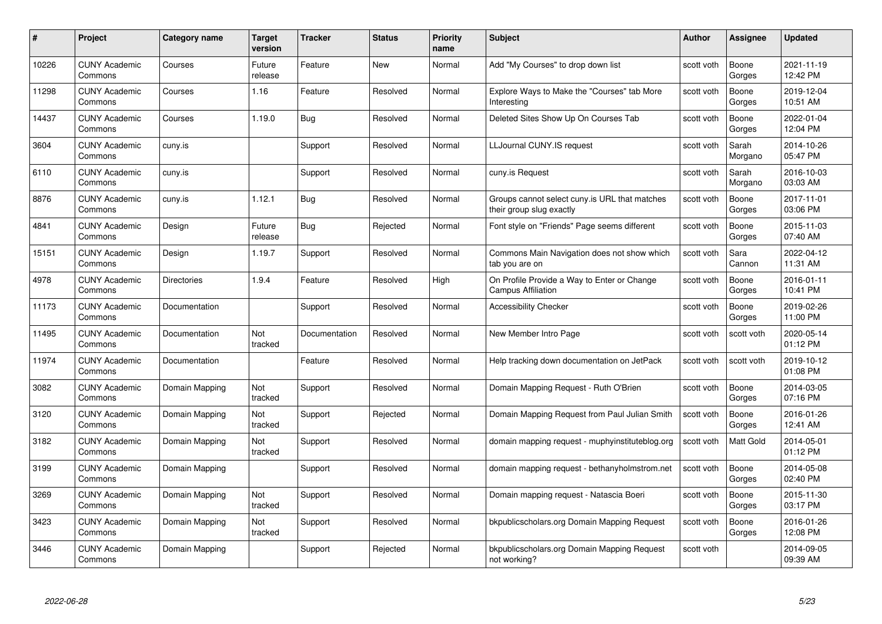| # | Project | Category name | Target version | Tracker | Status | Priority name | Subject | Author | Assignee | Updated |
|---|---|---|---|---|---|---|---|---|---|---|
| 10226 | CUNY Academic Commons | Courses | Future release | Feature | New | Normal | Add "My Courses" to drop down list | scott voth | Boone Gorges | 2021-11-19 12:42 PM |
| 11298 | CUNY Academic Commons | Courses | 1.16 | Feature | Resolved | Normal | Explore Ways to Make the "Courses" tab More Interesting | scott voth | Boone Gorges | 2019-12-04 10:51 AM |
| 14437 | CUNY Academic Commons | Courses | 1.19.0 | Bug | Resolved | Normal | Deleted Sites Show Up On Courses Tab | scott voth | Boone Gorges | 2022-01-04 12:04 PM |
| 3604 | CUNY Academic Commons | cuny.is | | Support | Resolved | Normal | LLJournal CUNY.IS request | scott voth | Sarah Morgano | 2014-10-26 05:47 PM |
| 6110 | CUNY Academic Commons | cuny.is | | Support | Resolved | Normal | cuny.is Request | scott voth | Sarah Morgano | 2016-10-03 03:03 AM |
| 8876 | CUNY Academic Commons | cuny.is | 1.12.1 | Bug | Resolved | Normal | Groups cannot select cuny.is URL that matches their group slug exactly | scott voth | Boone Gorges | 2017-11-01 03:06 PM |
| 4841 | CUNY Academic Commons | Design | Future release | Bug | Rejected | Normal | Font style on "Friends" Page seems different | scott voth | Boone Gorges | 2015-11-03 07:40 AM |
| 15151 | CUNY Academic Commons | Design | 1.19.7 | Support | Resolved | Normal | Commons Main Navigation does not show which tab you are on | scott voth | Sara Cannon | 2022-04-12 11:31 AM |
| 4978 | CUNY Academic Commons | Directories | 1.9.4 | Feature | Resolved | High | On Profile Provide a Way to Enter or Change Campus Affiliation | scott voth | Boone Gorges | 2016-01-11 10:41 PM |
| 11173 | CUNY Academic Commons | Documentation | | Support | Resolved | Normal | Accessibility Checker | scott voth | Boone Gorges | 2019-02-26 11:00 PM |
| 11495 | CUNY Academic Commons | Documentation | Not tracked | Documentation | Resolved | Normal | New Member Intro Page | scott voth | scott voth | 2020-05-14 01:12 PM |
| 11974 | CUNY Academic Commons | Documentation | | Feature | Resolved | Normal | Help tracking down documentation on JetPack | scott voth | scott voth | 2019-10-12 01:08 PM |
| 3082 | CUNY Academic Commons | Domain Mapping | Not tracked | Support | Resolved | Normal | Domain Mapping Request - Ruth O'Brien | scott voth | Boone Gorges | 2014-03-05 07:16 PM |
| 3120 | CUNY Academic Commons | Domain Mapping | Not tracked | Support | Rejected | Normal | Domain Mapping Request from Paul Julian Smith | scott voth | Boone Gorges | 2016-01-26 12:41 AM |
| 3182 | CUNY Academic Commons | Domain Mapping | Not tracked | Support | Resolved | Normal | domain mapping request - muphyinstituteblog.org | scott voth | Matt Gold | 2014-05-01 01:12 PM |
| 3199 | CUNY Academic Commons | Domain Mapping | | Support | Resolved | Normal | domain mapping request - bethanyholmstrom.net | scott voth | Boone Gorges | 2014-05-08 02:40 PM |
| 3269 | CUNY Academic Commons | Domain Mapping | Not tracked | Support | Resolved | Normal | Domain mapping request - Natascia Boeri | scott voth | Boone Gorges | 2015-11-30 03:17 PM |
| 3423 | CUNY Academic Commons | Domain Mapping | Not tracked | Support | Resolved | Normal | bkpublicscholars.org Domain Mapping Request | scott voth | Boone Gorges | 2016-01-26 12:08 PM |
| 3446 | CUNY Academic Commons | Domain Mapping | | Support | Rejected | Normal | bkpublicscholars.org Domain Mapping Request not working? | scott voth | | 2014-09-05 09:39 AM |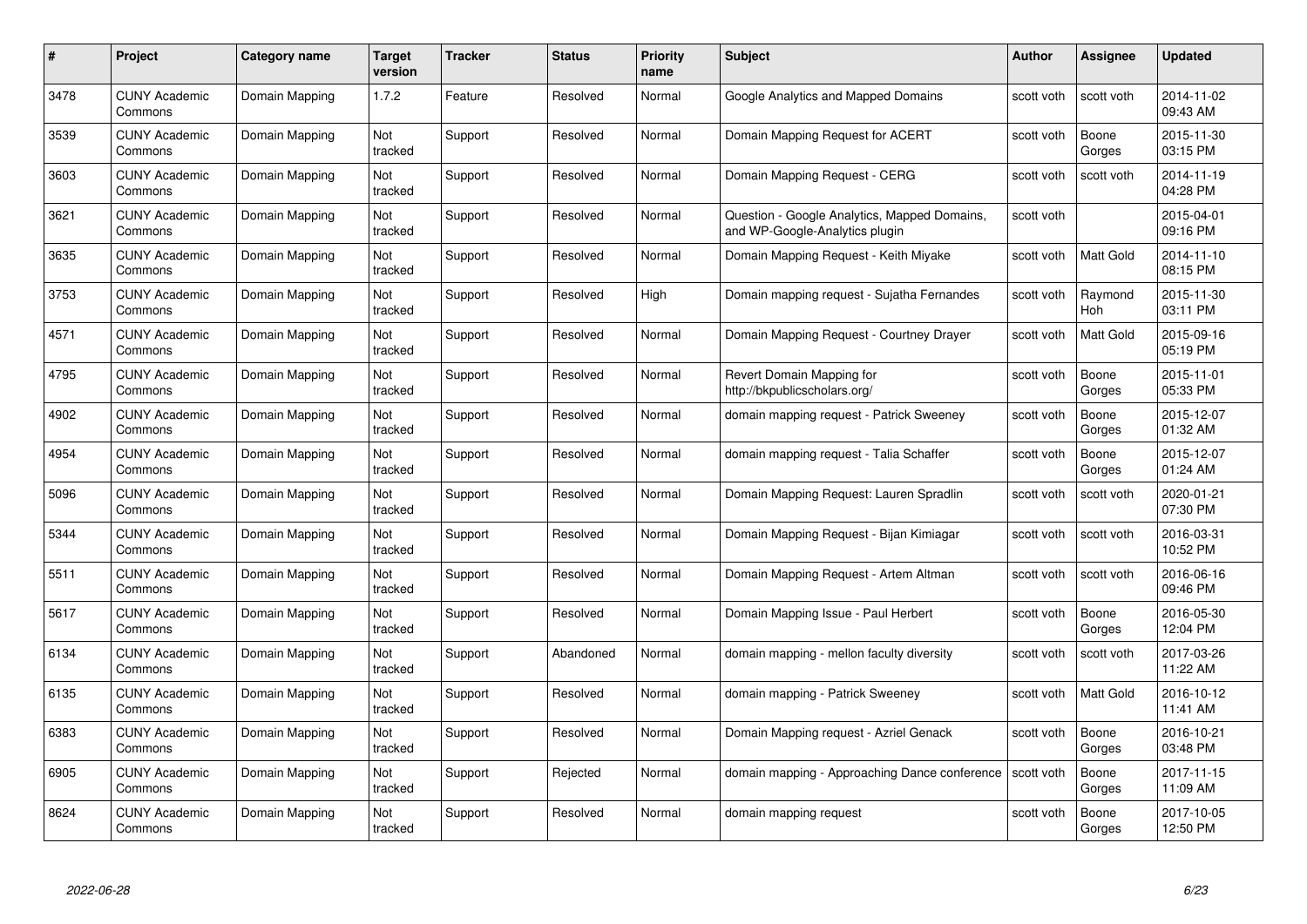| # | Project | Category name | Target version | Tracker | Status | Priority name | Subject | Author | Assignee | Updated |
|---|---|---|---|---|---|---|---|---|---|---|
| 3478 | CUNY Academic Commons | Domain Mapping | 1.7.2 | Feature | Resolved | Normal | Google Analytics and Mapped Domains | scott voth | scott voth | 2014-11-02 09:43 AM |
| 3539 | CUNY Academic Commons | Domain Mapping | Not tracked | Support | Resolved | Normal | Domain Mapping Request for ACERT | scott voth | Boone Gorges | 2015-11-30 03:15 PM |
| 3603 | CUNY Academic Commons | Domain Mapping | Not tracked | Support | Resolved | Normal | Domain Mapping Request - CERG | scott voth | scott voth | 2014-11-19 04:28 PM |
| 3621 | CUNY Academic Commons | Domain Mapping | Not tracked | Support | Resolved | Normal | Question - Google Analytics, Mapped Domains, and WP-Google-Analytics plugin | scott voth | | 2015-04-01 09:16 PM |
| 3635 | CUNY Academic Commons | Domain Mapping | Not tracked | Support | Resolved | Normal | Domain Mapping Request - Keith Miyake | scott voth | Matt Gold | 2014-11-10 08:15 PM |
| 3753 | CUNY Academic Commons | Domain Mapping | Not tracked | Support | Resolved | High | Domain mapping request - Sujatha Fernandes | scott voth | Raymond Hoh | 2015-11-30 03:11 PM |
| 4571 | CUNY Academic Commons | Domain Mapping | Not tracked | Support | Resolved | Normal | Domain Mapping Request - Courtney Drayer | scott voth | Matt Gold | 2015-09-16 05:19 PM |
| 4795 | CUNY Academic Commons | Domain Mapping | Not tracked | Support | Resolved | Normal | Revert Domain Mapping for http://bkpublicscholars.org/ | scott voth | Boone Gorges | 2015-11-01 05:33 PM |
| 4902 | CUNY Academic Commons | Domain Mapping | Not tracked | Support | Resolved | Normal | domain mapping request - Patrick Sweeney | scott voth | Boone Gorges | 2015-12-07 01:32 AM |
| 4954 | CUNY Academic Commons | Domain Mapping | Not tracked | Support | Resolved | Normal | domain mapping request - Talia Schaffer | scott voth | Boone Gorges | 2015-12-07 01:24 AM |
| 5096 | CUNY Academic Commons | Domain Mapping | Not tracked | Support | Resolved | Normal | Domain Mapping Request: Lauren Spradlin | scott voth | scott voth | 2020-01-21 07:30 PM |
| 5344 | CUNY Academic Commons | Domain Mapping | Not tracked | Support | Resolved | Normal | Domain Mapping Request - Bijan Kimiagar | scott voth | scott voth | 2016-03-31 10:52 PM |
| 5511 | CUNY Academic Commons | Domain Mapping | Not tracked | Support | Resolved | Normal | Domain Mapping Request - Artem Altman | scott voth | scott voth | 2016-06-16 09:46 PM |
| 5617 | CUNY Academic Commons | Domain Mapping | Not tracked | Support | Resolved | Normal | Domain Mapping Issue - Paul Herbert | scott voth | Boone Gorges | 2016-05-30 12:04 PM |
| 6134 | CUNY Academic Commons | Domain Mapping | Not tracked | Support | Abandoned | Normal | domain mapping - mellon faculty diversity | scott voth | scott voth | 2017-03-26 11:22 AM |
| 6135 | CUNY Academic Commons | Domain Mapping | Not tracked | Support | Resolved | Normal | domain mapping - Patrick Sweeney | scott voth | Matt Gold | 2016-10-12 11:41 AM |
| 6383 | CUNY Academic Commons | Domain Mapping | Not tracked | Support | Resolved | Normal | Domain Mapping request - Azriel Genack | scott voth | Boone Gorges | 2016-10-21 03:48 PM |
| 6905 | CUNY Academic Commons | Domain Mapping | Not tracked | Support | Rejected | Normal | domain mapping - Approaching Dance conference | scott voth | Boone Gorges | 2017-11-15 11:09 AM |
| 8624 | CUNY Academic Commons | Domain Mapping | Not tracked | Support | Resolved | Normal | domain mapping request | scott voth | Boone Gorges | 2017-10-05 12:50 PM |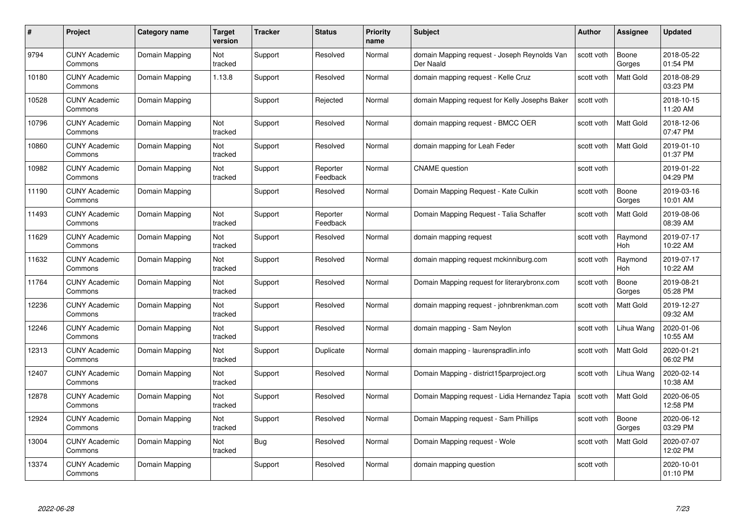| # | Project | Category name | Target version | Tracker | Status | Priority name | Subject | Author | Assignee | Updated |
|---|---|---|---|---|---|---|---|---|---|---|
| 9794 | CUNY Academic Commons | Domain Mapping | Not tracked | Support | Resolved | Normal | domain Mapping request - Joseph Reynolds Van Der Naald | scott voth | Boone Gorges | 2018-05-22 01:54 PM |
| 10180 | CUNY Academic Commons | Domain Mapping | 1.13.8 | Support | Resolved | Normal | domain mapping request - Kelle Cruz | scott voth | Matt Gold | 2018-08-29 03:23 PM |
| 10528 | CUNY Academic Commons | Domain Mapping | | Support | Rejected | Normal | domain Mapping request for Kelly Josephs Baker | scott voth | | 2018-10-15 11:20 AM |
| 10796 | CUNY Academic Commons | Domain Mapping | Not tracked | Support | Resolved | Normal | domain mapping request - BMCC OER | scott voth | Matt Gold | 2018-12-06 07:47 PM |
| 10860 | CUNY Academic Commons | Domain Mapping | Not tracked | Support | Resolved | Normal | domain mapping for Leah Feder | scott voth | Matt Gold | 2019-01-10 01:37 PM |
| 10982 | CUNY Academic Commons | Domain Mapping | Not tracked | Support | Reporter Feedback | Normal | CNAME question | scott voth | | 2019-01-22 04:29 PM |
| 11190 | CUNY Academic Commons | Domain Mapping | | Support | Resolved | Normal | Domain Mapping Request - Kate Culkin | scott voth | Boone Gorges | 2019-03-16 10:01 AM |
| 11493 | CUNY Academic Commons | Domain Mapping | Not tracked | Support | Reporter Feedback | Normal | Domain Mapping Request - Talia Schaffer | scott voth | Matt Gold | 2019-08-06 08:39 AM |
| 11629 | CUNY Academic Commons | Domain Mapping | Not tracked | Support | Resolved | Normal | domain mapping request | scott voth | Raymond Hoh | 2019-07-17 10:22 AM |
| 11632 | CUNY Academic Commons | Domain Mapping | Not tracked | Support | Resolved | Normal | domain mapping request mckinniburg.com | scott voth | Raymond Hoh | 2019-07-17 10:22 AM |
| 11764 | CUNY Academic Commons | Domain Mapping | Not tracked | Support | Resolved | Normal | Domain Mapping request for literarybronx.com | scott voth | Boone Gorges | 2019-08-21 05:28 PM |
| 12236 | CUNY Academic Commons | Domain Mapping | Not tracked | Support | Resolved | Normal | domain mapping request - johnbrenkman.com | scott voth | Matt Gold | 2019-12-27 09:32 AM |
| 12246 | CUNY Academic Commons | Domain Mapping | Not tracked | Support | Resolved | Normal | domain mapping - Sam Neylon | scott voth | Lihua Wang | 2020-01-06 10:55 AM |
| 12313 | CUNY Academic Commons | Domain Mapping | Not tracked | Support | Duplicate | Normal | domain mapping - laurenspradlin.info | scott voth | Matt Gold | 2020-01-21 06:02 PM |
| 12407 | CUNY Academic Commons | Domain Mapping | Not tracked | Support | Resolved | Normal | Domain Mapping - district15parproject.org | scott voth | Lihua Wang | 2020-02-14 10:38 AM |
| 12878 | CUNY Academic Commons | Domain Mapping | Not tracked | Support | Resolved | Normal | Domain Mapping request - Lidia Hernandez Tapia | scott voth | Matt Gold | 2020-06-05 12:58 PM |
| 12924 | CUNY Academic Commons | Domain Mapping | Not tracked | Support | Resolved | Normal | Domain Mapping request - Sam Phillips | scott voth | Boone Gorges | 2020-06-12 03:29 PM |
| 13004 | CUNY Academic Commons | Domain Mapping | Not tracked | Bug | Resolved | Normal | Domain Mapping request - Wole | scott voth | Matt Gold | 2020-07-07 12:02 PM |
| 13374 | CUNY Academic Commons | Domain Mapping | | Support | Resolved | Normal | domain mapping question | scott voth | | 2020-10-01 01:10 PM |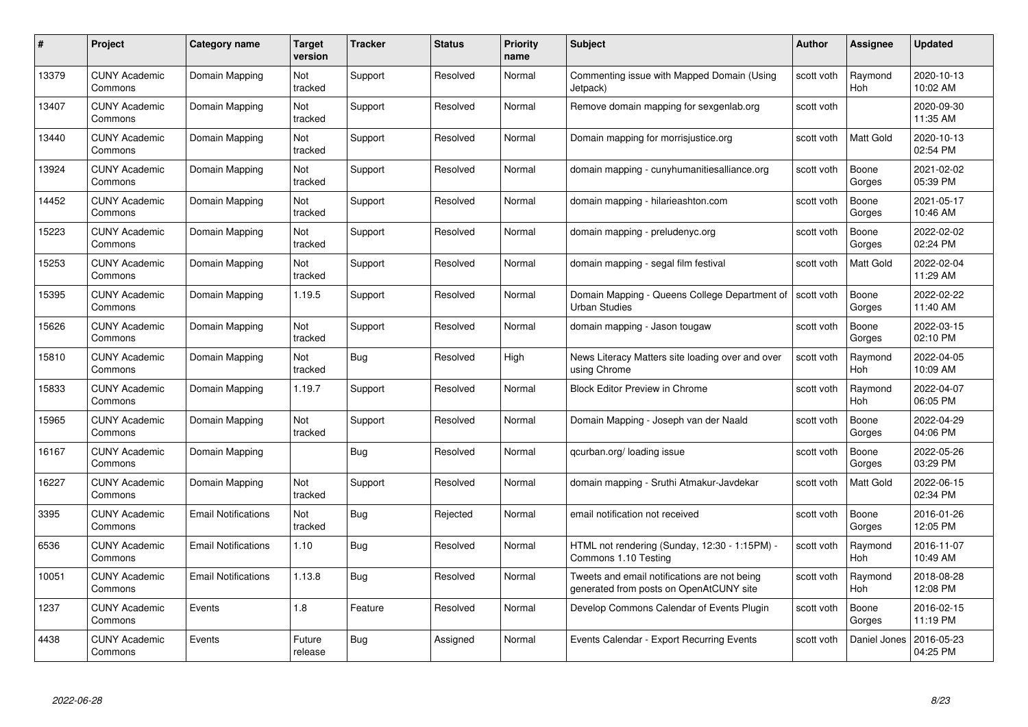| # | Project | Category name | Target version | Tracker | Status | Priority name | Subject | Author | Assignee | Updated |
|---|---|---|---|---|---|---|---|---|---|---|
| 13379 | CUNY Academic Commons | Domain Mapping | Not tracked | Support | Resolved | Normal | Commenting issue with Mapped Domain (Using Jetpack) | scott voth | Raymond Hoh | 2020-10-13 10:02 AM |
| 13407 | CUNY Academic Commons | Domain Mapping | Not tracked | Support | Resolved | Normal | Remove domain mapping for sexgenlab.org | scott voth | | 2020-09-30 11:35 AM |
| 13440 | CUNY Academic Commons | Domain Mapping | Not tracked | Support | Resolved | Normal | Domain mapping for morrisjustice.org | scott voth | Matt Gold | 2020-10-13 02:54 PM |
| 13924 | CUNY Academic Commons | Domain Mapping | Not tracked | Support | Resolved | Normal | domain mapping - cunyhumanitiesalliance.org | scott voth | Boone Gorges | 2021-02-02 05:39 PM |
| 14452 | CUNY Academic Commons | Domain Mapping | Not tracked | Support | Resolved | Normal | domain mapping - hilarieashton.com | scott voth | Boone Gorges | 2021-05-17 10:46 AM |
| 15223 | CUNY Academic Commons | Domain Mapping | Not tracked | Support | Resolved | Normal | domain mapping - preludenyc.org | scott voth | Boone Gorges | 2022-02-02 02:24 PM |
| 15253 | CUNY Academic Commons | Domain Mapping | Not tracked | Support | Resolved | Normal | domain mapping - segal film festival | scott voth | Matt Gold | 2022-02-04 11:29 AM |
| 15395 | CUNY Academic Commons | Domain Mapping | 1.19.5 | Support | Resolved | Normal | Domain Mapping - Queens College Department of Urban Studies | scott voth | Boone Gorges | 2022-02-22 11:40 AM |
| 15626 | CUNY Academic Commons | Domain Mapping | Not tracked | Support | Resolved | Normal | domain mapping - Jason tougaw | scott voth | Boone Gorges | 2022-03-15 02:10 PM |
| 15810 | CUNY Academic Commons | Domain Mapping | Not tracked | Bug | Resolved | High | News Literacy Matters site loading over and over using Chrome | scott voth | Raymond Hoh | 2022-04-05 10:09 AM |
| 15833 | CUNY Academic Commons | Domain Mapping | 1.19.7 | Support | Resolved | Normal | Block Editor Preview in Chrome | scott voth | Raymond Hoh | 2022-04-07 06:05 PM |
| 15965 | CUNY Academic Commons | Domain Mapping | Not tracked | Support | Resolved | Normal | Domain Mapping - Joseph van der Naald | scott voth | Boone Gorges | 2022-04-29 04:06 PM |
| 16167 | CUNY Academic Commons | Domain Mapping | | Bug | Resolved | Normal | qcurban.org/ loading issue | scott voth | Boone Gorges | 2022-05-26 03:29 PM |
| 16227 | CUNY Academic Commons | Domain Mapping | Not tracked | Support | Resolved | Normal | domain mapping - Sruthi Atmakur-Javdekar | scott voth | Matt Gold | 2022-06-15 02:34 PM |
| 3395 | CUNY Academic Commons | Email Notifications | Not tracked | Bug | Rejected | Normal | email notification not received | scott voth | Boone Gorges | 2016-01-26 12:05 PM |
| 6536 | CUNY Academic Commons | Email Notifications | 1.10 | Bug | Resolved | Normal | HTML not rendering (Sunday, 12:30 - 1:15PM) - Commons 1.10 Testing | scott voth | Raymond Hoh | 2016-11-07 10:49 AM |
| 10051 | CUNY Academic Commons | Email Notifications | 1.13.8 | Bug | Resolved | Normal | Tweets and email notifications are not being generated from posts on OpenAtCUNY site | scott voth | Raymond Hoh | 2018-08-28 12:08 PM |
| 1237 | CUNY Academic Commons | Events | 1.8 | Feature | Resolved | Normal | Develop Commons Calendar of Events Plugin | scott voth | Boone Gorges | 2016-02-15 11:19 PM |
| 4438 | CUNY Academic Commons | Events | Future release | Bug | Assigned | Normal | Events Calendar - Export Recurring Events | scott voth | Daniel Jones | 2016-05-23 04:25 PM |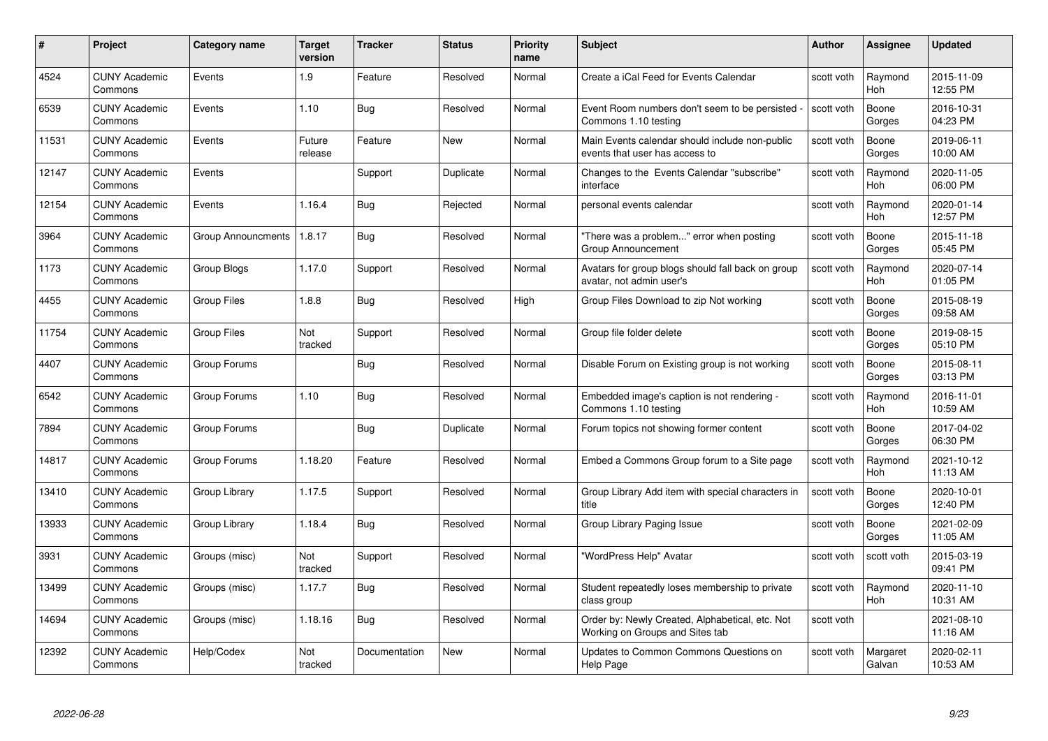| # | Project | Category name | Target version | Tracker | Status | Priority name | Subject | Author | Assignee | Updated |
|---|---|---|---|---|---|---|---|---|---|---|
| 4524 | CUNY Academic Commons | Events | 1.9 | Feature | Resolved | Normal | Create a iCal Feed for Events Calendar | scott voth | Raymond Hoh | 2015-11-09 12:55 PM |
| 6539 | CUNY Academic Commons | Events | 1.10 | Bug | Resolved | Normal | Event Room numbers don't seem to be persisted - Commons 1.10 testing | scott voth | Boone Gorges | 2016-10-31 04:23 PM |
| 11531 | CUNY Academic Commons | Events | Future release | Feature | New | Normal | Main Events calendar should include non-public events that user has access to | scott voth | Boone Gorges | 2019-06-11 10:00 AM |
| 12147 | CUNY Academic Commons | Events | | Support | Duplicate | Normal | Changes to the Events Calendar "subscribe" interface | scott voth | Raymond Hoh | 2020-11-05 06:00 PM |
| 12154 | CUNY Academic Commons | Events | 1.16.4 | Bug | Rejected | Normal | personal events calendar | scott voth | Raymond Hoh | 2020-01-14 12:57 PM |
| 3964 | CUNY Academic Commons | Group Announcments | 1.8.17 | Bug | Resolved | Normal | "There was a problem..." error when posting Group Announcement | scott voth | Boone Gorges | 2015-11-18 05:45 PM |
| 1173 | CUNY Academic Commons | Group Blogs | 1.17.0 | Support | Resolved | Normal | Avatars for group blogs should fall back on group avatar, not admin user's | scott voth | Raymond Hoh | 2020-07-14 01:05 PM |
| 4455 | CUNY Academic Commons | Group Files | 1.8.8 | Bug | Resolved | High | Group Files Download to zip Not working | scott voth | Boone Gorges | 2015-08-19 09:58 AM |
| 11754 | CUNY Academic Commons | Group Files | Not tracked | Support | Resolved | Normal | Group file folder delete | scott voth | Boone Gorges | 2019-08-15 05:10 PM |
| 4407 | CUNY Academic Commons | Group Forums | | Bug | Resolved | Normal | Disable Forum on Existing group is not working | scott voth | Boone Gorges | 2015-08-11 03:13 PM |
| 6542 | CUNY Academic Commons | Group Forums | 1.10 | Bug | Resolved | Normal | Embedded image's caption is not rendering - Commons 1.10 testing | scott voth | Raymond Hoh | 2016-11-01 10:59 AM |
| 7894 | CUNY Academic Commons | Group Forums | | Bug | Duplicate | Normal | Forum topics not showing former content | scott voth | Boone Gorges | 2017-04-02 06:30 PM |
| 14817 | CUNY Academic Commons | Group Forums | 1.18.20 | Feature | Resolved | Normal | Embed a Commons Group forum to a Site page | scott voth | Raymond Hoh | 2021-10-12 11:13 AM |
| 13410 | CUNY Academic Commons | Group Library | 1.17.5 | Support | Resolved | Normal | Group Library Add item with special characters in title | scott voth | Boone Gorges | 2020-10-01 12:40 PM |
| 13933 | CUNY Academic Commons | Group Library | 1.18.4 | Bug | Resolved | Normal | Group Library Paging Issue | scott voth | Boone Gorges | 2021-02-09 11:05 AM |
| 3931 | CUNY Academic Commons | Groups (misc) | Not tracked | Support | Resolved | Normal | "WordPress Help" Avatar | scott voth | scott voth | 2015-03-19 09:41 PM |
| 13499 | CUNY Academic Commons | Groups (misc) | 1.17.7 | Bug | Resolved | Normal | Student repeatedly loses membership to private class group | scott voth | Raymond Hoh | 2020-11-10 10:31 AM |
| 14694 | CUNY Academic Commons | Groups (misc) | 1.18.16 | Bug | Resolved | Normal | Order by: Newly Created, Alphabetical, etc. Not Working on Groups and Sites tab | scott voth | | 2021-08-10 11:16 AM |
| 12392 | CUNY Academic Commons | Help/Codex | Not tracked | Documentation | New | Normal | Updates to Common Commons Questions on Help Page | scott voth | Margaret Galvan | 2020-02-11 10:53 AM |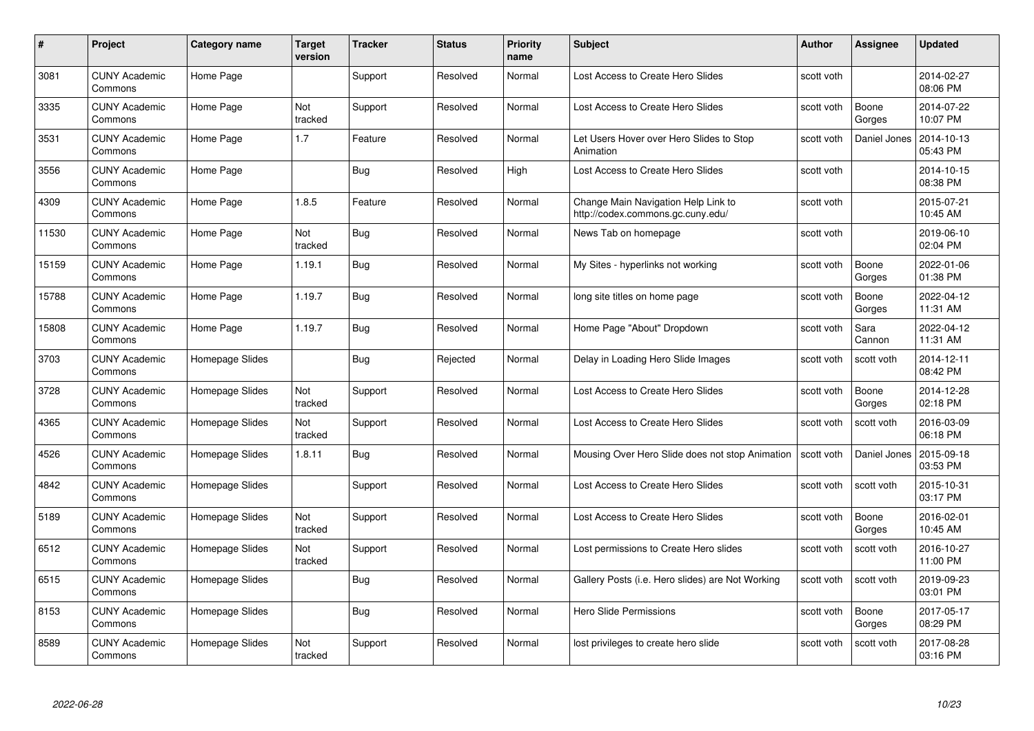| # | Project | Category name | Target version | Tracker | Status | Priority name | Subject | Author | Assignee | Updated |
|---|---|---|---|---|---|---|---|---|---|---|
| 3081 | CUNY Academic Commons | Home Page | | Support | Resolved | Normal | Lost Access to Create Hero Slides | scott voth | | 2014-02-27 08:06 PM |
| 3335 | CUNY Academic Commons | Home Page | Not tracked | Support | Resolved | Normal | Lost Access to Create Hero Slides | scott voth | Boone Gorges | 2014-07-22 10:07 PM |
| 3531 | CUNY Academic Commons | Home Page | 1.7 | Feature | Resolved | Normal | Let Users Hover over Hero Slides to Stop Animation | scott voth | Daniel Jones | 2014-10-13 05:43 PM |
| 3556 | CUNY Academic Commons | Home Page | | Bug | Resolved | High | Lost Access to Create Hero Slides | scott voth | | 2014-10-15 08:38 PM |
| 4309 | CUNY Academic Commons | Home Page | 1.8.5 | Feature | Resolved | Normal | Change Main Navigation Help Link to http://codex.commons.gc.cuny.edu/ | scott voth | | 2015-07-21 10:45 AM |
| 11530 | CUNY Academic Commons | Home Page | Not tracked | Bug | Resolved | Normal | News Tab on homepage | scott voth | | 2019-06-10 02:04 PM |
| 15159 | CUNY Academic Commons | Home Page | 1.19.1 | Bug | Resolved | Normal | My Sites - hyperlinks not working | scott voth | Boone Gorges | 2022-01-06 01:38 PM |
| 15788 | CUNY Academic Commons | Home Page | 1.19.7 | Bug | Resolved | Normal | long site titles on home page | scott voth | Boone Gorges | 2022-04-12 11:31 AM |
| 15808 | CUNY Academic Commons | Home Page | 1.19.7 | Bug | Resolved | Normal | Home Page "About" Dropdown | scott voth | Sara Cannon | 2022-04-12 11:31 AM |
| 3703 | CUNY Academic Commons | Homepage Slides | | Bug | Rejected | Normal | Delay in Loading Hero Slide Images | scott voth | scott voth | 2014-12-11 08:42 PM |
| 3728 | CUNY Academic Commons | Homepage Slides | Not tracked | Support | Resolved | Normal | Lost Access to Create Hero Slides | scott voth | Boone Gorges | 2014-12-28 02:18 PM |
| 4365 | CUNY Academic Commons | Homepage Slides | Not tracked | Support | Resolved | Normal | Lost Access to Create Hero Slides | scott voth | scott voth | 2016-03-09 06:18 PM |
| 4526 | CUNY Academic Commons | Homepage Slides | 1.8.11 | Bug | Resolved | Normal | Mousing Over Hero Slide does not stop Animation | scott voth | Daniel Jones | 2015-09-18 03:53 PM |
| 4842 | CUNY Academic Commons | Homepage Slides | | Support | Resolved | Normal | Lost Access to Create Hero Slides | scott voth | scott voth | 2015-10-31 03:17 PM |
| 5189 | CUNY Academic Commons | Homepage Slides | Not tracked | Support | Resolved | Normal | Lost Access to Create Hero Slides | scott voth | Boone Gorges | 2016-02-01 10:45 AM |
| 6512 | CUNY Academic Commons | Homepage Slides | Not tracked | Support | Resolved | Normal | Lost permissions to Create Hero slides | scott voth | scott voth | 2016-10-27 11:00 PM |
| 6515 | CUNY Academic Commons | Homepage Slides | | Bug | Resolved | Normal | Gallery Posts (i.e. Hero slides) are Not Working | scott voth | scott voth | 2019-09-23 03:01 PM |
| 8153 | CUNY Academic Commons | Homepage Slides | | Bug | Resolved | Normal | Hero Slide Permissions | scott voth | Boone Gorges | 2017-05-17 08:29 PM |
| 8589 | CUNY Academic Commons | Homepage Slides | Not tracked | Support | Resolved | Normal | lost privileges to create hero slide | scott voth | scott voth | 2017-08-28 03:16 PM |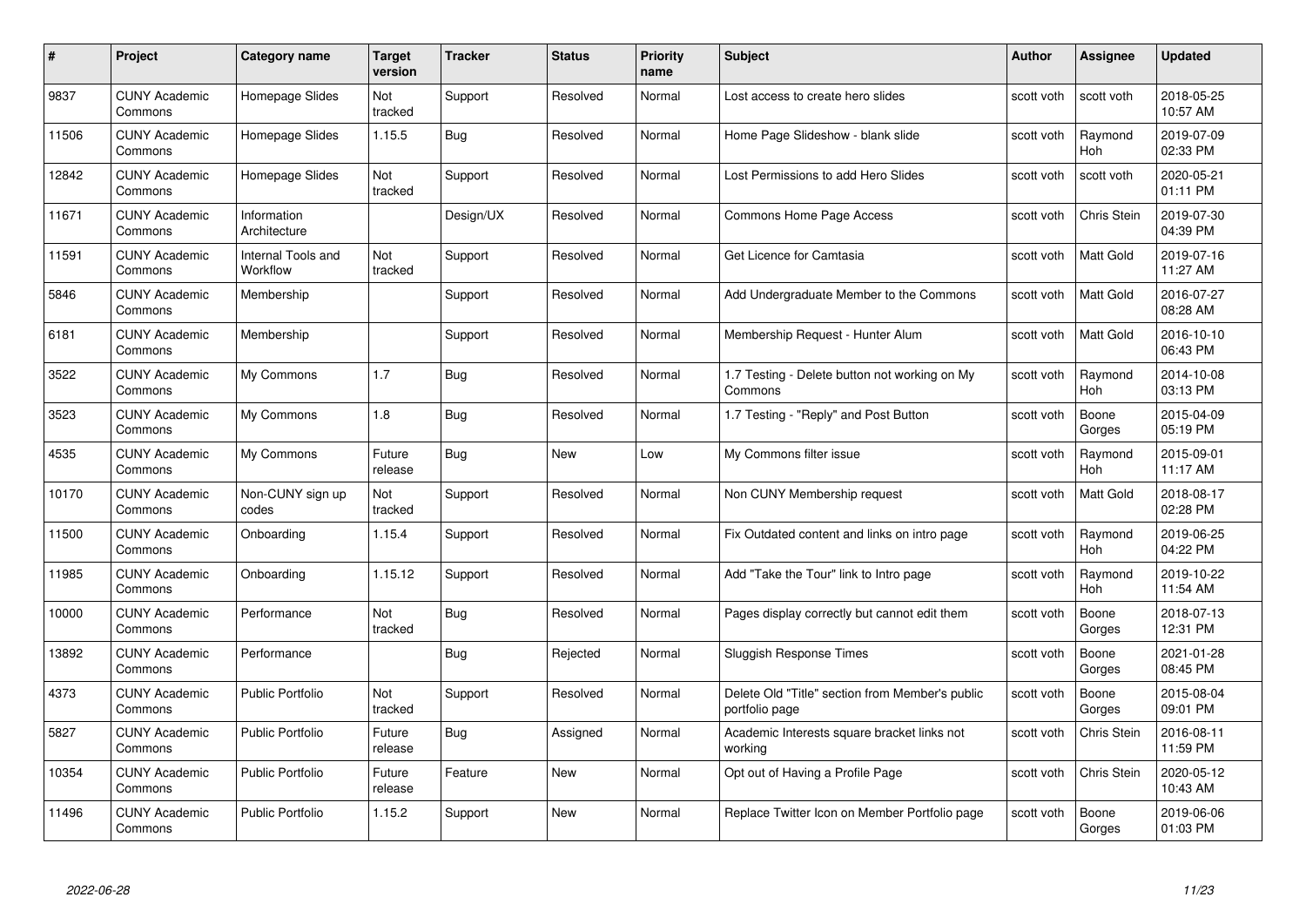| # | Project | Category name | Target version | Tracker | Status | Priority name | Subject | Author | Assignee | Updated |
|---|---|---|---|---|---|---|---|---|---|---|
| 9837 | CUNY Academic Commons | Homepage Slides | Not tracked | Support | Resolved | Normal | Lost access to create hero slides | scott voth | scott voth | 2018-05-25 10:57 AM |
| 11506 | CUNY Academic Commons | Homepage Slides | 1.15.5 | Bug | Resolved | Normal | Home Page Slideshow - blank slide | scott voth | Raymond Hoh | 2019-07-09 02:33 PM |
| 12842 | CUNY Academic Commons | Homepage Slides | Not tracked | Support | Resolved | Normal | Lost Permissions to add Hero Slides | scott voth | scott voth | 2020-05-21 01:11 PM |
| 11671 | CUNY Academic Commons | Information Architecture | | Design/UX | Resolved | Normal | Commons Home Page Access | scott voth | Chris Stein | 2019-07-30 04:39 PM |
| 11591 | CUNY Academic Commons | Internal Tools and Workflow | Not tracked | Support | Resolved | Normal | Get Licence for Camtasia | scott voth | Matt Gold | 2019-07-16 11:27 AM |
| 5846 | CUNY Academic Commons | Membership | | Support | Resolved | Normal | Add Undergraduate Member to the Commons | scott voth | Matt Gold | 2016-07-27 08:28 AM |
| 6181 | CUNY Academic Commons | Membership | | Support | Resolved | Normal | Membership Request - Hunter Alum | scott voth | Matt Gold | 2016-10-10 06:43 PM |
| 3522 | CUNY Academic Commons | My Commons | 1.7 | Bug | Resolved | Normal | 1.7 Testing - Delete button not working on My Commons | scott voth | Raymond Hoh | 2014-10-08 03:13 PM |
| 3523 | CUNY Academic Commons | My Commons | 1.8 | Bug | Resolved | Normal | 1.7 Testing - "Reply" and Post Button | scott voth | Boone Gorges | 2015-04-09 05:19 PM |
| 4535 | CUNY Academic Commons | My Commons | Future release | Bug | New | Low | My Commons filter issue | scott voth | Raymond Hoh | 2015-09-01 11:17 AM |
| 10170 | CUNY Academic Commons | Non-CUNY sign up codes | Not tracked | Support | Resolved | Normal | Non CUNY Membership request | scott voth | Matt Gold | 2018-08-17 02:28 PM |
| 11500 | CUNY Academic Commons | Onboarding | 1.15.4 | Support | Resolved | Normal | Fix Outdated content and links on intro page | scott voth | Raymond Hoh | 2019-06-25 04:22 PM |
| 11985 | CUNY Academic Commons | Onboarding | 1.15.12 | Support | Resolved | Normal | Add "Take the Tour" link to Intro page | scott voth | Raymond Hoh | 2019-10-22 11:54 AM |
| 10000 | CUNY Academic Commons | Performance | Not tracked | Bug | Resolved | Normal | Pages display correctly but cannot edit them | scott voth | Boone Gorges | 2018-07-13 12:31 PM |
| 13892 | CUNY Academic Commons | Performance | | Bug | Rejected | Normal | Sluggish Response Times | scott voth | Boone Gorges | 2021-01-28 08:45 PM |
| 4373 | CUNY Academic Commons | Public Portfolio | Not tracked | Support | Resolved | Normal | Delete Old "Title" section from Member's public portfolio page | scott voth | Boone Gorges | 2015-08-04 09:01 PM |
| 5827 | CUNY Academic Commons | Public Portfolio | Future release | Bug | Assigned | Normal | Academic Interests square bracket links not working | scott voth | Chris Stein | 2016-08-11 11:59 PM |
| 10354 | CUNY Academic Commons | Public Portfolio | Future release | Feature | New | Normal | Opt out of Having a Profile Page | scott voth | Chris Stein | 2020-05-12 10:43 AM |
| 11496 | CUNY Academic Commons | Public Portfolio | 1.15.2 | Support | New | Normal | Replace Twitter Icon on Member Portfolio page | scott voth | Boone Gorges | 2019-06-06 01:03 PM |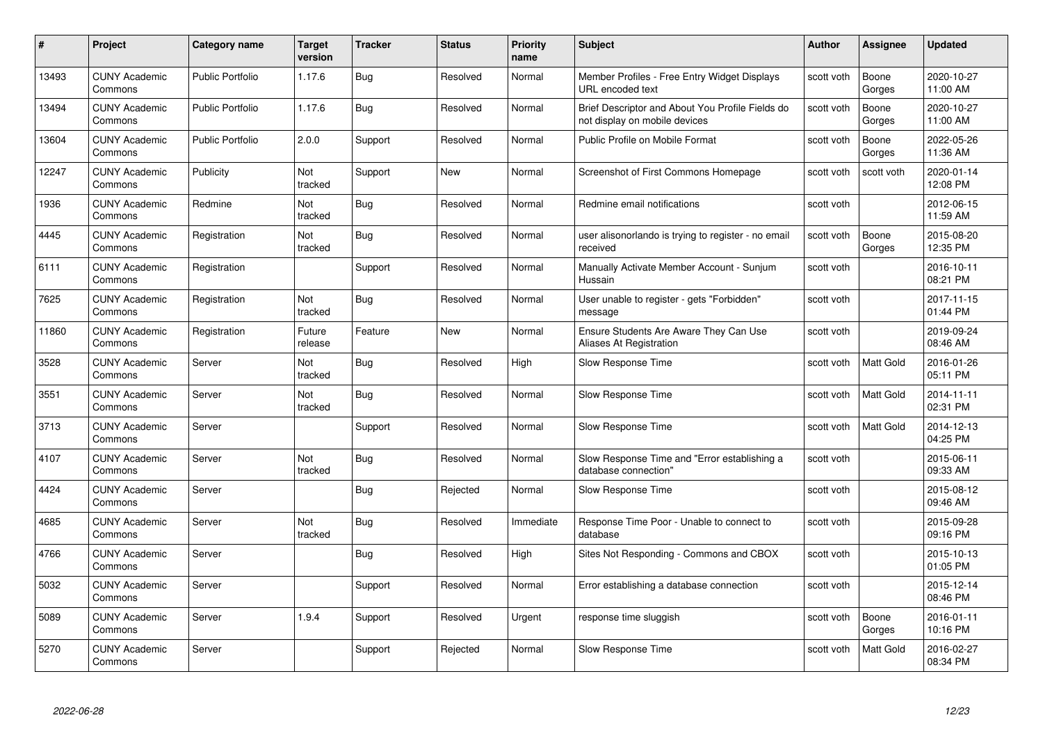| # | Project | Category name | Target version | Tracker | Status | Priority name | Subject | Author | Assignee | Updated |
|---|---|---|---|---|---|---|---|---|---|---|
| 13493 | CUNY Academic Commons | Public Portfolio | 1.17.6 | Bug | Resolved | Normal | Member Profiles - Free Entry Widget Displays URL encoded text | scott voth | Boone Gorges | 2020-10-27 11:00 AM |
| 13494 | CUNY Academic Commons | Public Portfolio | 1.17.6 | Bug | Resolved | Normal | Brief Descriptor and About You Profile Fields do not display on mobile devices | scott voth | Boone Gorges | 2020-10-27 11:00 AM |
| 13604 | CUNY Academic Commons | Public Portfolio | 2.0.0 | Support | Resolved | Normal | Public Profile on Mobile Format | scott voth | Boone Gorges | 2022-05-26 11:36 AM |
| 12247 | CUNY Academic Commons | Publicity | Not tracked | Support | New | Normal | Screenshot of First Commons Homepage | scott voth | scott voth | 2020-01-14 12:08 PM |
| 1936 | CUNY Academic Commons | Redmine | Not tracked | Bug | Resolved | Normal | Redmine email notifications | scott voth | | 2012-06-15 11:59 AM |
| 4445 | CUNY Academic Commons | Registration | Not tracked | Bug | Resolved | Normal | user alisonorlando is trying to register - no email received | scott voth | Boone Gorges | 2015-08-20 12:35 PM |
| 6111 | CUNY Academic Commons | Registration | | Support | Resolved | Normal | Manually Activate Member Account - Sunjum Hussain | scott voth | | 2016-10-11 08:21 PM |
| 7625 | CUNY Academic Commons | Registration | Not tracked | Bug | Resolved | Normal | User unable to register - gets "Forbidden" message | scott voth | | 2017-11-15 01:44 PM |
| 11860 | CUNY Academic Commons | Registration | Future release | Feature | New | Normal | Ensure Students Are Aware They Can Use Aliases At Registration | scott voth | | 2019-09-24 08:46 AM |
| 3528 | CUNY Academic Commons | Server | Not tracked | Bug | Resolved | High | Slow Response Time | scott voth | Matt Gold | 2016-01-26 05:11 PM |
| 3551 | CUNY Academic Commons | Server | Not tracked | Bug | Resolved | Normal | Slow Response Time | scott voth | Matt Gold | 2014-11-11 02:31 PM |
| 3713 | CUNY Academic Commons | Server | | Support | Resolved | Normal | Slow Response Time | scott voth | Matt Gold | 2014-12-13 04:25 PM |
| 4107 | CUNY Academic Commons | Server | Not tracked | Bug | Resolved | Normal | Slow Response Time and "Error establishing a database connection" | scott voth | | 2015-06-11 09:33 AM |
| 4424 | CUNY Academic Commons | Server | | Bug | Rejected | Normal | Slow Response Time | scott voth | | 2015-08-12 09:46 AM |
| 4685 | CUNY Academic Commons | Server | Not tracked | Bug | Resolved | Immediate | Response Time Poor - Unable to connect to database | scott voth | | 2015-09-28 09:16 PM |
| 4766 | CUNY Academic Commons | Server | | Bug | Resolved | High | Sites Not Responding - Commons and CBOX | scott voth | | 2015-10-13 01:05 PM |
| 5032 | CUNY Academic Commons | Server | | Support | Resolved | Normal | Error establishing a database connection | scott voth | | 2015-12-14 08:46 PM |
| 5089 | CUNY Academic Commons | Server | 1.9.4 | Support | Resolved | Urgent | response time sluggish | scott voth | Boone Gorges | 2016-01-11 10:16 PM |
| 5270 | CUNY Academic Commons | Server | | Support | Rejected | Normal | Slow Response Time | scott voth | Matt Gold | 2016-02-27 08:34 PM |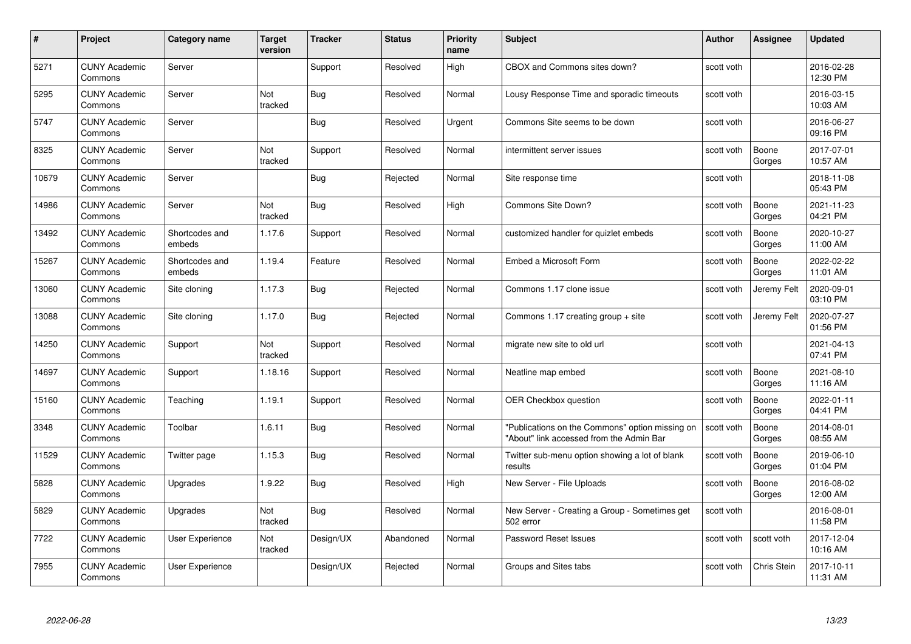| # | Project | Category name | Target version | Tracker | Status | Priority name | Subject | Author | Assignee | Updated |
|---|---|---|---|---|---|---|---|---|---|---|
| 5271 | CUNY Academic Commons | Server | | Support | Resolved | High | CBOX and Commons sites down? | scott voth | | 2016-02-28 12:30 PM |
| 5295 | CUNY Academic Commons | Server | Not tracked | Bug | Resolved | Normal | Lousy Response Time and sporadic timeouts | scott voth | | 2016-03-15 10:03 AM |
| 5747 | CUNY Academic Commons | Server | | Bug | Resolved | Urgent | Commons Site seems to be down | scott voth | | 2016-06-27 09:16 PM |
| 8325 | CUNY Academic Commons | Server | Not tracked | Support | Resolved | Normal | intermittent server issues | scott voth | Boone Gorges | 2017-07-01 10:57 AM |
| 10679 | CUNY Academic Commons | Server | | Bug | Rejected | Normal | Site response time | scott voth | | 2018-11-08 05:43 PM |
| 14986 | CUNY Academic Commons | Server | Not tracked | Bug | Resolved | High | Commons Site Down? | scott voth | Boone Gorges | 2021-11-23 04:21 PM |
| 13492 | CUNY Academic Commons | Shortcodes and embeds | 1.17.6 | Support | Resolved | Normal | customized handler for quizlet embeds | scott voth | Boone Gorges | 2020-10-27 11:00 AM |
| 15267 | CUNY Academic Commons | Shortcodes and embeds | 1.19.4 | Feature | Resolved | Normal | Embed a Microsoft Form | scott voth | Boone Gorges | 2022-02-22 11:01 AM |
| 13060 | CUNY Academic Commons | Site cloning | 1.17.3 | Bug | Rejected | Normal | Commons 1.17 clone issue | scott voth | Jeremy Felt | 2020-09-01 03:10 PM |
| 13088 | CUNY Academic Commons | Site cloning | 1.17.0 | Bug | Rejected | Normal | Commons 1.17 creating group + site | scott voth | Jeremy Felt | 2020-07-27 01:56 PM |
| 14250 | CUNY Academic Commons | Support | Not tracked | Support | Resolved | Normal | migrate new site to old url | scott voth | | 2021-04-13 07:41 PM |
| 14697 | CUNY Academic Commons | Support | 1.18.16 | Support | Resolved | Normal | Neatline map embed | scott voth | Boone Gorges | 2021-08-10 11:16 AM |
| 15160 | CUNY Academic Commons | Teaching | 1.19.1 | Support | Resolved | Normal | OER Checkbox question | scott voth | Boone Gorges | 2022-01-11 04:41 PM |
| 3348 | CUNY Academic Commons | Toolbar | 1.6.11 | Bug | Resolved | Normal | "Publications on the Commons" option missing on "About" link accessed from the Admin Bar | scott voth | Boone Gorges | 2014-08-01 08:55 AM |
| 11529 | CUNY Academic Commons | Twitter page | 1.15.3 | Bug | Resolved | Normal | Twitter sub-menu option showing a lot of blank results | scott voth | Boone Gorges | 2019-06-10 01:04 PM |
| 5828 | CUNY Academic Commons | Upgrades | 1.9.22 | Bug | Resolved | High | New Server - File Uploads | scott voth | Boone Gorges | 2016-08-02 12:00 AM |
| 5829 | CUNY Academic Commons | Upgrades | Not tracked | Bug | Resolved | Normal | New Server - Creating a Group - Sometimes get 502 error | scott voth | | 2016-08-01 11:58 PM |
| 7722 | CUNY Academic Commons | User Experience | Not tracked | Design/UX | Abandoned | Normal | Password Reset Issues | scott voth | scott voth | 2017-12-04 10:16 AM |
| 7955 | CUNY Academic Commons | User Experience | | Design/UX | Rejected | Normal | Groups and Sites tabs | scott voth | Chris Stein | 2017-10-11 11:31 AM |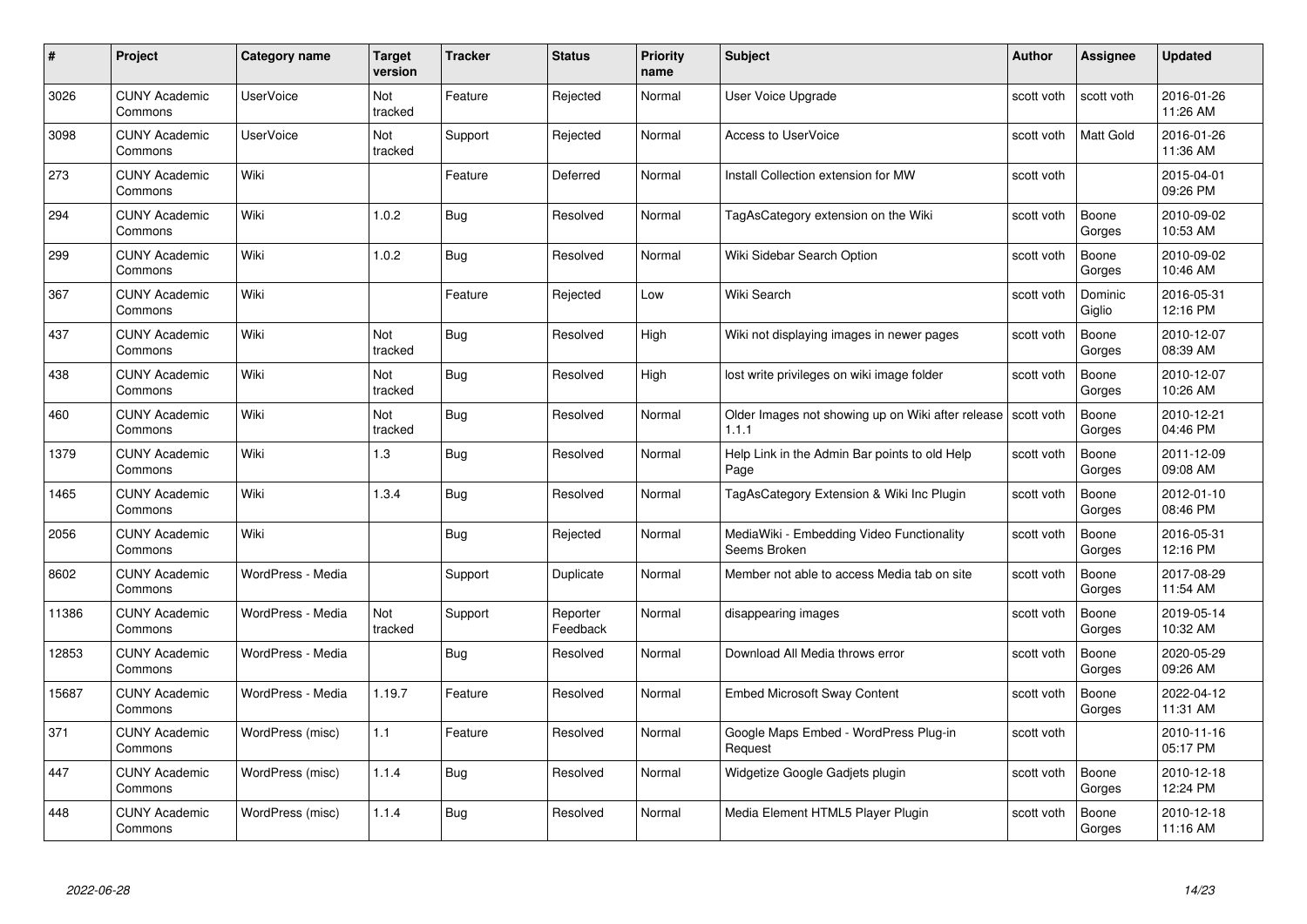| # | Project | Category name | Target version | Tracker | Status | Priority name | Subject | Author | Assignee | Updated |
|---|---|---|---|---|---|---|---|---|---|---|
| 3026 | CUNY Academic Commons | UserVoice | Not tracked | Feature | Rejected | Normal | User Voice Upgrade | scott voth | scott voth | 2016-01-26 11:26 AM |
| 3098 | CUNY Academic Commons | UserVoice | Not tracked | Support | Rejected | Normal | Access to UserVoice | scott voth | Matt Gold | 2016-01-26 11:36 AM |
| 273 | CUNY Academic Commons | Wiki | | Feature | Deferred | Normal | Install Collection extension for MW | scott voth | | 2015-04-01 09:26 PM |
| 294 | CUNY Academic Commons | Wiki | 1.0.2 | Bug | Resolved | Normal | TagAsCategory extension on the Wiki | scott voth | Boone Gorges | 2010-09-02 10:53 AM |
| 299 | CUNY Academic Commons | Wiki | 1.0.2 | Bug | Resolved | Normal | Wiki Sidebar Search Option | scott voth | Boone Gorges | 2010-09-02 10:46 AM |
| 367 | CUNY Academic Commons | Wiki | | Feature | Rejected | Low | Wiki Search | scott voth | Dominic Giglio | 2016-05-31 12:16 PM |
| 437 | CUNY Academic Commons | Wiki | Not tracked | Bug | Resolved | High | Wiki not displaying images in newer pages | scott voth | Boone Gorges | 2010-12-07 08:39 AM |
| 438 | CUNY Academic Commons | Wiki | Not tracked | Bug | Resolved | High | lost write privileges on wiki image folder | scott voth | Boone Gorges | 2010-12-07 10:26 AM |
| 460 | CUNY Academic Commons | Wiki | Not tracked | Bug | Resolved | Normal | Older Images not showing up on Wiki after release 1.1.1 | scott voth | Boone Gorges | 2010-12-21 04:46 PM |
| 1379 | CUNY Academic Commons | Wiki | 1.3 | Bug | Resolved | Normal | Help Link in the Admin Bar points to old Help Page | scott voth | Boone Gorges | 2011-12-09 09:08 AM |
| 1465 | CUNY Academic Commons | Wiki | 1.3.4 | Bug | Resolved | Normal | TagAsCategory Extension & Wiki Inc Plugin | scott voth | Boone Gorges | 2012-01-10 08:46 PM |
| 2056 | CUNY Academic Commons | Wiki | | Bug | Rejected | Normal | MediaWiki - Embedding Video Functionality Seems Broken | scott voth | Boone Gorges | 2016-05-31 12:16 PM |
| 8602 | CUNY Academic Commons | WordPress - Media | | Support | Duplicate | Normal | Member not able to access Media tab on site | scott voth | Boone Gorges | 2017-08-29 11:54 AM |
| 11386 | CUNY Academic Commons | WordPress - Media | Not tracked | Support | Reporter Feedback | Normal | disappearing images | scott voth | Boone Gorges | 2019-05-14 10:32 AM |
| 12853 | CUNY Academic Commons | WordPress - Media | | Bug | Resolved | Normal | Download All Media throws error | scott voth | Boone Gorges | 2020-05-29 09:26 AM |
| 15687 | CUNY Academic Commons | WordPress - Media | 1.19.7 | Feature | Resolved | Normal | Embed Microsoft Sway Content | scott voth | Boone Gorges | 2022-04-12 11:31 AM |
| 371 | CUNY Academic Commons | WordPress (misc) | 1.1 | Feature | Resolved | Normal | Google Maps Embed - WordPress Plug-in Request | scott voth | | 2010-11-16 05:17 PM |
| 447 | CUNY Academic Commons | WordPress (misc) | 1.1.4 | Bug | Resolved | Normal | Widgetize Google Gadjets plugin | scott voth | Boone Gorges | 2010-12-18 12:24 PM |
| 448 | CUNY Academic Commons | WordPress (misc) | 1.1.4 | Bug | Resolved | Normal | Media Element HTML5 Player Plugin | scott voth | Boone Gorges | 2010-12-18 11:16 AM |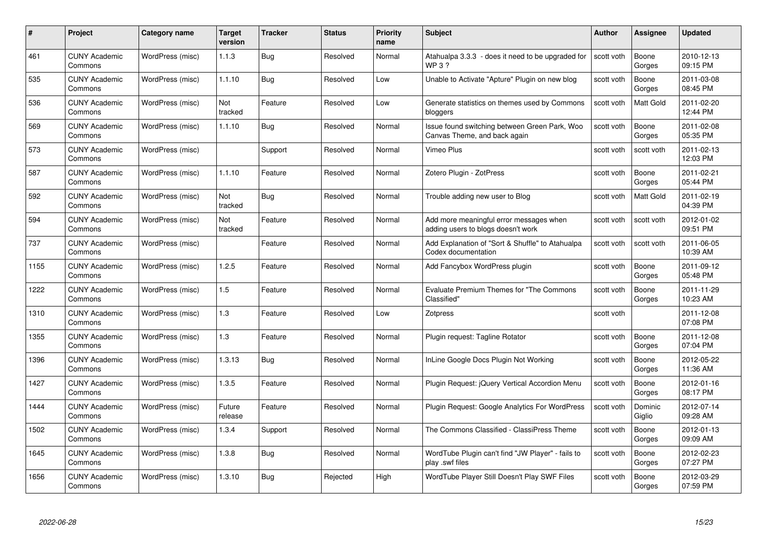| # | Project | Category name | Target version | Tracker | Status | Priority name | Subject | Author | Assignee | Updated |
|---|---|---|---|---|---|---|---|---|---|---|
| 461 | CUNY Academic Commons | WordPress (misc) | 1.1.3 | Bug | Resolved | Normal | Atahualpa 3.3.3 - does it need to be upgraded for WP 3 ? | scott voth | Boone Gorges | 2010-12-13 09:15 PM |
| 535 | CUNY Academic Commons | WordPress (misc) | 1.1.10 | Bug | Resolved | Low | Unable to Activate "Apture" Plugin on new blog | scott voth | Boone Gorges | 2011-03-08 08:45 PM |
| 536 | CUNY Academic Commons | WordPress (misc) | Not tracked | Feature | Resolved | Low | Generate statistics on themes used by Commons bloggers | scott voth | Matt Gold | 2011-02-20 12:44 PM |
| 569 | CUNY Academic Commons | WordPress (misc) | 1.1.10 | Bug | Resolved | Normal | Issue found switching between Green Park, Woo Canvas Theme, and back again | scott voth | Boone Gorges | 2011-02-08 05:35 PM |
| 573 | CUNY Academic Commons | WordPress (misc) | | Support | Resolved | Normal | Vimeo Plus | scott voth | scott voth | 2011-02-13 12:03 PM |
| 587 | CUNY Academic Commons | WordPress (misc) | 1.1.10 | Feature | Resolved | Normal | Zotero Plugin - ZotPress | scott voth | Boone Gorges | 2011-02-21 05:44 PM |
| 592 | CUNY Academic Commons | WordPress (misc) | Not tracked | Bug | Resolved | Normal | Trouble adding new user to Blog | scott voth | Matt Gold | 2011-02-19 04:39 PM |
| 594 | CUNY Academic Commons | WordPress (misc) | Not tracked | Feature | Resolved | Normal | Add more meaningful error messages when adding users to blogs doesn't work | scott voth | scott voth | 2012-01-02 09:51 PM |
| 737 | CUNY Academic Commons | WordPress (misc) | | Feature | Resolved | Normal | Add Explanation of "Sort & Shuffle" to Atahualpa Codex documentation | scott voth | scott voth | 2011-06-05 10:39 AM |
| 1155 | CUNY Academic Commons | WordPress (misc) | 1.2.5 | Feature | Resolved | Normal | Add Fancybox WordPress plugin | scott voth | Boone Gorges | 2011-09-12 05:48 PM |
| 1222 | CUNY Academic Commons | WordPress (misc) | 1.5 | Feature | Resolved | Normal | Evaluate Premium Themes for "The Commons Classified" | scott voth | Boone Gorges | 2011-11-29 10:23 AM |
| 1310 | CUNY Academic Commons | WordPress (misc) | 1.3 | Feature | Resolved | Low | Zotpress | scott voth | | 2011-12-08 07:08 PM |
| 1355 | CUNY Academic Commons | WordPress (misc) | 1.3 | Feature | Resolved | Normal | Plugin request: Tagline Rotator | scott voth | Boone Gorges | 2011-12-08 07:04 PM |
| 1396 | CUNY Academic Commons | WordPress (misc) | 1.3.13 | Bug | Resolved | Normal | InLine Google Docs Plugin Not Working | scott voth | Boone Gorges | 2012-05-22 11:36 AM |
| 1427 | CUNY Academic Commons | WordPress (misc) | 1.3.5 | Feature | Resolved | Normal | Plugin Request: jQuery Vertical Accordion Menu | scott voth | Boone Gorges | 2012-01-16 08:17 PM |
| 1444 | CUNY Academic Commons | WordPress (misc) | Future release | Feature | Resolved | Normal | Plugin Request: Google Analytics For WordPress | scott voth | Dominic Giglio | 2012-07-14 09:28 AM |
| 1502 | CUNY Academic Commons | WordPress (misc) | 1.3.4 | Support | Resolved | Normal | The Commons Classified - ClassiPress Theme | scott voth | Boone Gorges | 2012-01-13 09:09 AM |
| 1645 | CUNY Academic Commons | WordPress (misc) | 1.3.8 | Bug | Resolved | Normal | WordTube Plugin can't find "JW Player" - fails to play .swf files | scott voth | Boone Gorges | 2012-02-23 07:27 PM |
| 1656 | CUNY Academic Commons | WordPress (misc) | 1.3.10 | Bug | Rejected | High | WordTube Player Still Doesn't Play SWF Files | scott voth | Boone Gorges | 2012-03-29 07:59 PM |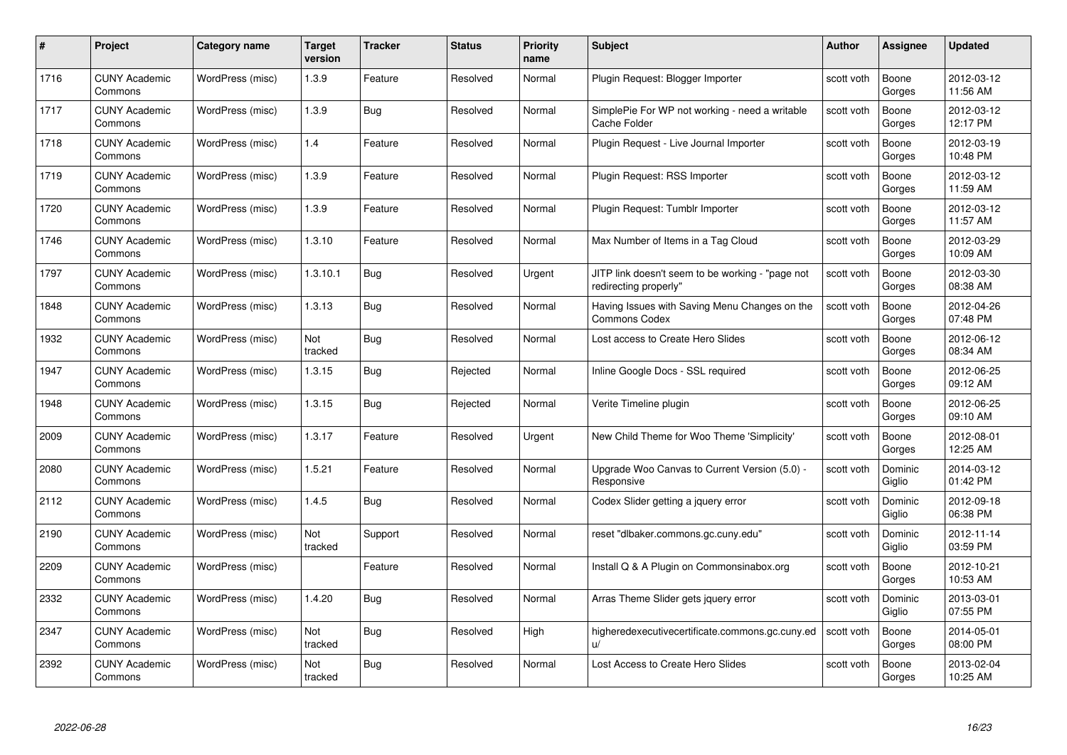| # | Project | Category name | Target version | Tracker | Status | Priority name | Subject | Author | Assignee | Updated |
|---|---|---|---|---|---|---|---|---|---|---|
| 1716 | CUNY Academic Commons | WordPress (misc) | 1.3.9 | Feature | Resolved | Normal | Plugin Request: Blogger Importer | scott voth | Boone Gorges | 2012-03-12 11:56 AM |
| 1717 | CUNY Academic Commons | WordPress (misc) | 1.3.9 | Bug | Resolved | Normal | SimplePie For WP not working - need a writable Cache Folder | scott voth | Boone Gorges | 2012-03-12 12:17 PM |
| 1718 | CUNY Academic Commons | WordPress (misc) | 1.4 | Feature | Resolved | Normal | Plugin Request - Live Journal Importer | scott voth | Boone Gorges | 2012-03-19 10:48 PM |
| 1719 | CUNY Academic Commons | WordPress (misc) | 1.3.9 | Feature | Resolved | Normal | Plugin Request: RSS Importer | scott voth | Boone Gorges | 2012-03-12 11:59 AM |
| 1720 | CUNY Academic Commons | WordPress (misc) | 1.3.9 | Feature | Resolved | Normal | Plugin Request: Tumblr Importer | scott voth | Boone Gorges | 2012-03-12 11:57 AM |
| 1746 | CUNY Academic Commons | WordPress (misc) | 1.3.10 | Feature | Resolved | Normal | Max Number of Items in a Tag Cloud | scott voth | Boone Gorges | 2012-03-29 10:09 AM |
| 1797 | CUNY Academic Commons | WordPress (misc) | 1.3.10.1 | Bug | Resolved | Urgent | JITP link doesn't seem to be working - "page not redirecting properly" | scott voth | Boone Gorges | 2012-03-30 08:38 AM |
| 1848 | CUNY Academic Commons | WordPress (misc) | 1.3.13 | Bug | Resolved | Normal | Having Issues with Saving Menu Changes on the Commons Codex | scott voth | Boone Gorges | 2012-04-26 07:48 PM |
| 1932 | CUNY Academic Commons | WordPress (misc) | Not tracked | Bug | Resolved | Normal | Lost access to Create Hero Slides | scott voth | Boone Gorges | 2012-06-12 08:34 AM |
| 1947 | CUNY Academic Commons | WordPress (misc) | 1.3.15 | Bug | Rejected | Normal | Inline Google Docs - SSL required | scott voth | Boone Gorges | 2012-06-25 09:12 AM |
| 1948 | CUNY Academic Commons | WordPress (misc) | 1.3.15 | Bug | Rejected | Normal | Verite Timeline plugin | scott voth | Boone Gorges | 2012-06-25 09:10 AM |
| 2009 | CUNY Academic Commons | WordPress (misc) | 1.3.17 | Feature | Resolved | Urgent | New Child Theme for Woo Theme 'Simplicity' | scott voth | Boone Gorges | 2012-08-01 12:25 AM |
| 2080 | CUNY Academic Commons | WordPress (misc) | 1.5.21 | Feature | Resolved | Normal | Upgrade Woo Canvas to Current Version (5.0) - Responsive | scott voth | Dominic Giglio | 2014-03-12 01:42 PM |
| 2112 | CUNY Academic Commons | WordPress (misc) | 1.4.5 | Bug | Resolved | Normal | Codex Slider getting a jquery error | scott voth | Dominic Giglio | 2012-09-18 06:38 PM |
| 2190 | CUNY Academic Commons | WordPress (misc) | Not tracked | Support | Resolved | Normal | reset "dlbaker.commons.gc.cuny.edu" | scott voth | Dominic Giglio | 2012-11-14 03:59 PM |
| 2209 | CUNY Academic Commons | WordPress (misc) | | Feature | Resolved | Normal | Install Q & A Plugin on Commonsinabox.org | scott voth | Boone Gorges | 2012-10-21 10:53 AM |
| 2332 | CUNY Academic Commons | WordPress (misc) | 1.4.20 | Bug | Resolved | Normal | Arras Theme Slider gets jquery error | scott voth | Dominic Giglio | 2013-03-01 07:55 PM |
| 2347 | CUNY Academic Commons | WordPress (misc) | Not tracked | Bug | Resolved | High | higheredexecutivecertificate.commons.gc.cuny.edu/ | scott voth | Boone Gorges | 2014-05-01 08:00 PM |
| 2392 | CUNY Academic Commons | WordPress (misc) | Not tracked | Bug | Resolved | Normal | Lost Access to Create Hero Slides | scott voth | Boone Gorges | 2013-02-04 10:25 AM |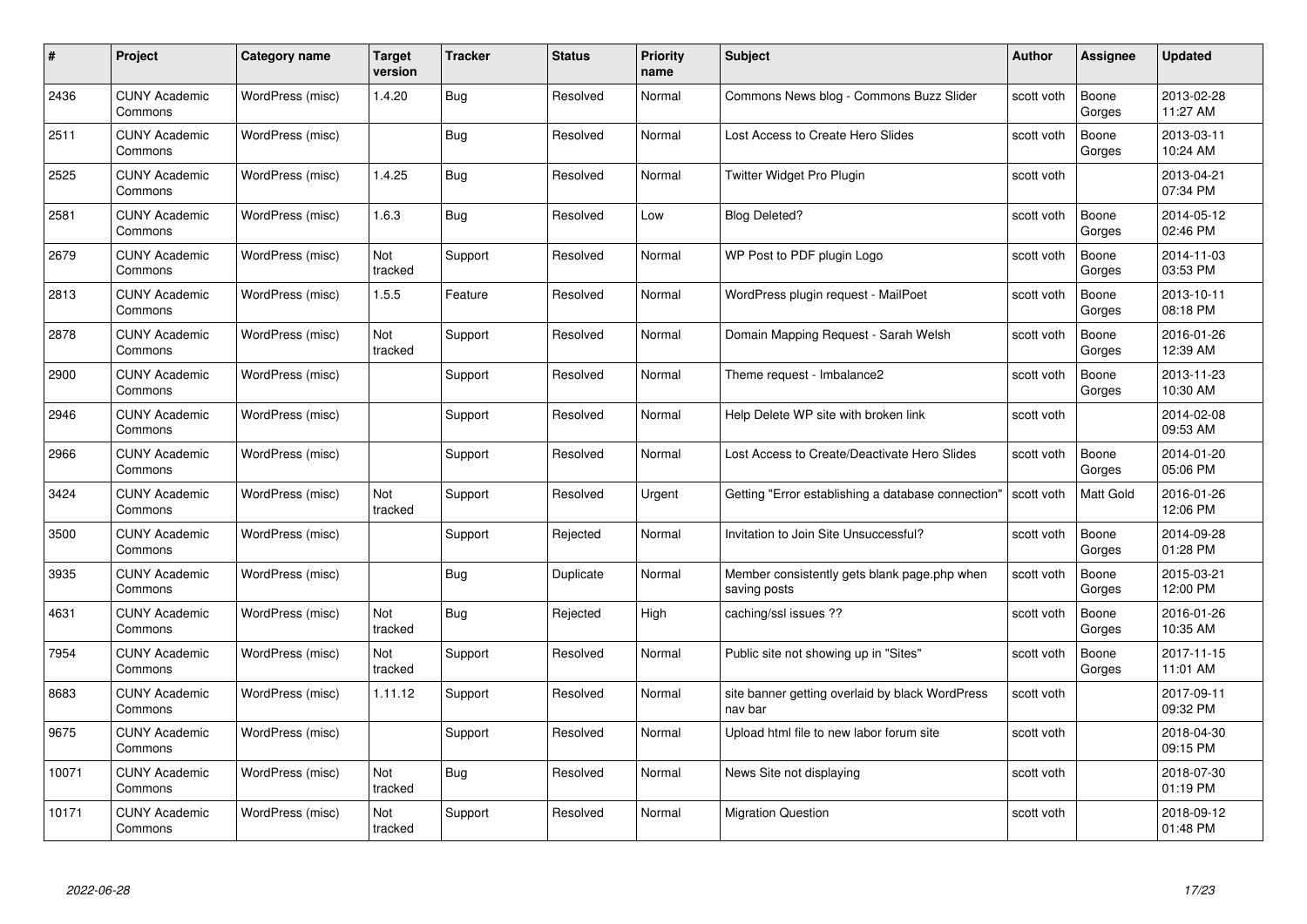| # | Project | Category name | Target version | Tracker | Status | Priority name | Subject | Author | Assignee | Updated |
|---|---|---|---|---|---|---|---|---|---|---|
| 2436 | CUNY Academic Commons | WordPress (misc) | 1.4.20 | Bug | Resolved | Normal | Commons News blog - Commons Buzz Slider | scott voth | Boone Gorges | 2013-02-28 11:27 AM |
| 2511 | CUNY Academic Commons | WordPress (misc) | | Bug | Resolved | Normal | Lost Access to Create Hero Slides | scott voth | Boone Gorges | 2013-03-11 10:24 AM |
| 2525 | CUNY Academic Commons | WordPress (misc) | 1.4.25 | Bug | Resolved | Normal | Twitter Widget Pro Plugin | scott voth | | 2013-04-21 07:34 PM |
| 2581 | CUNY Academic Commons | WordPress (misc) | 1.6.3 | Bug | Resolved | Low | Blog Deleted? | scott voth | Boone Gorges | 2014-05-12 02:46 PM |
| 2679 | CUNY Academic Commons | WordPress (misc) | Not tracked | Support | Resolved | Normal | WP Post to PDF plugin Logo | scott voth | Boone Gorges | 2014-11-03 03:53 PM |
| 2813 | CUNY Academic Commons | WordPress (misc) | 1.5.5 | Feature | Resolved | Normal | WordPress plugin request - MailPoet | scott voth | Boone Gorges | 2013-10-11 08:18 PM |
| 2878 | CUNY Academic Commons | WordPress (misc) | Not tracked | Support | Resolved | Normal | Domain Mapping Request - Sarah Welsh | scott voth | Boone Gorges | 2016-01-26 12:39 AM |
| 2900 | CUNY Academic Commons | WordPress (misc) | | Support | Resolved | Normal | Theme request - Imbalance2 | scott voth | Boone Gorges | 2013-11-23 10:30 AM |
| 2946 | CUNY Academic Commons | WordPress (misc) | | Support | Resolved | Normal | Help Delete WP site with broken link | scott voth | | 2014-02-08 09:53 AM |
| 2966 | CUNY Academic Commons | WordPress (misc) | | Support | Resolved | Normal | Lost Access to Create/Deactivate Hero Slides | scott voth | Boone Gorges | 2014-01-20 05:06 PM |
| 3424 | CUNY Academic Commons | WordPress (misc) | Not tracked | Support | Resolved | Urgent | Getting "Error establishing a database connection" | scott voth | Matt Gold | 2016-01-26 12:06 PM |
| 3500 | CUNY Academic Commons | WordPress (misc) | | Support | Rejected | Normal | Invitation to Join Site Unsuccessful? | scott voth | Boone Gorges | 2014-09-28 01:28 PM |
| 3935 | CUNY Academic Commons | WordPress (misc) | | Bug | Duplicate | Normal | Member consistently gets blank page.php when saving posts | scott voth | Boone Gorges | 2015-03-21 12:00 PM |
| 4631 | CUNY Academic Commons | WordPress (misc) | Not tracked | Bug | Rejected | High | caching/ssl issues ?? | scott voth | Boone Gorges | 2016-01-26 10:35 AM |
| 7954 | CUNY Academic Commons | WordPress (misc) | Not tracked | Support | Resolved | Normal | Public site not showing up in "Sites" | scott voth | Boone Gorges | 2017-11-15 11:01 AM |
| 8683 | CUNY Academic Commons | WordPress (misc) | 1.11.12 | Support | Resolved | Normal | site banner getting overlaid by black WordPress nav bar | scott voth | | 2017-09-11 09:32 PM |
| 9675 | CUNY Academic Commons | WordPress (misc) | | Support | Resolved | Normal | Upload html file to new labor forum site | scott voth | | 2018-04-30 09:15 PM |
| 10071 | CUNY Academic Commons | WordPress (misc) | Not tracked | Bug | Resolved | Normal | News Site not displaying | scott voth | | 2018-07-30 01:19 PM |
| 10171 | CUNY Academic Commons | WordPress (misc) | Not tracked | Support | Resolved | Normal | Migration Question | scott voth | | 2018-09-12 01:48 PM |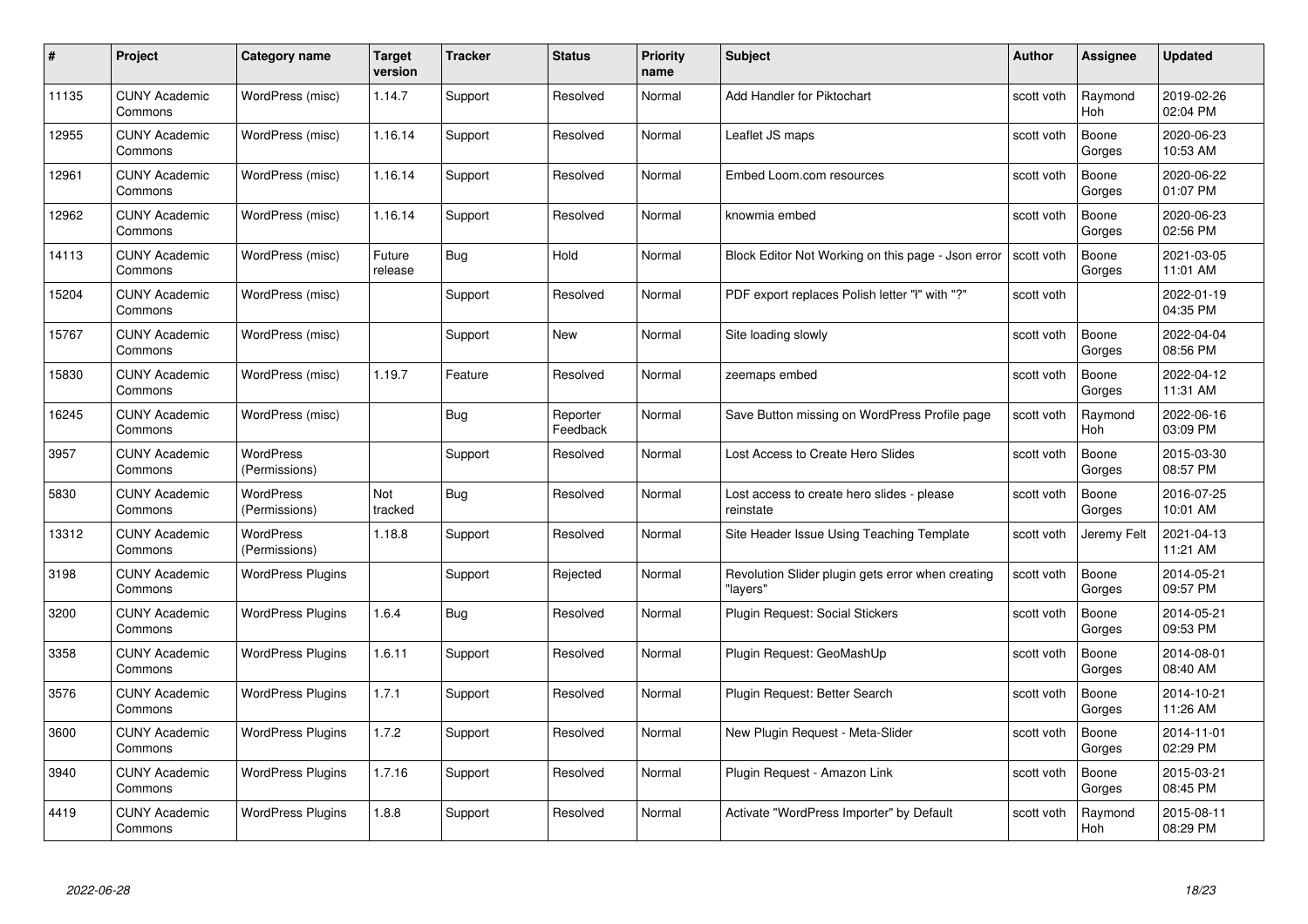| # | Project | Category name | Target version | Tracker | Status | Priority name | Subject | Author | Assignee | Updated |
|---|---|---|---|---|---|---|---|---|---|---|
| 11135 | CUNY Academic Commons | WordPress (misc) | 1.14.7 | Support | Resolved | Normal | Add Handler for Piktochart | scott voth | Raymond Hoh | 2019-02-26 02:04 PM |
| 12955 | CUNY Academic Commons | WordPress (misc) | 1.16.14 | Support | Resolved | Normal | Leaflet JS maps | scott voth | Boone Gorges | 2020-06-23 10:53 AM |
| 12961 | CUNY Academic Commons | WordPress (misc) | 1.16.14 | Support | Resolved | Normal | Embed Loom.com resources | scott voth | Boone Gorges | 2020-06-22 01:07 PM |
| 12962 | CUNY Academic Commons | WordPress (misc) | 1.16.14 | Support | Resolved | Normal | knowmia embed | scott voth | Boone Gorges | 2020-06-23 02:56 PM |
| 14113 | CUNY Academic Commons | WordPress (misc) | Future release | Bug | Hold | Normal | Block Editor Not Working on this page - Json error | scott voth | Boone Gorges | 2021-03-05 11:01 AM |
| 15204 | CUNY Academic Commons | WordPress (misc) | | Support | Resolved | Normal | PDF export replaces Polish letter "ł" with "?" | scott voth | | 2022-01-19 04:35 PM |
| 15767 | CUNY Academic Commons | WordPress (misc) | | Support | New | Normal | Site loading slowly | scott voth | Boone Gorges | 2022-04-04 08:56 PM |
| 15830 | CUNY Academic Commons | WordPress (misc) | 1.19.7 | Feature | Resolved | Normal | zeemaps embed | scott voth | Boone Gorges | 2022-04-12 11:31 AM |
| 16245 | CUNY Academic Commons | WordPress (misc) | | Bug | Reporter Feedback | Normal | Save Button missing on WordPress Profile page | scott voth | Raymond Hoh | 2022-06-16 03:09 PM |
| 3957 | CUNY Academic Commons | WordPress (Permissions) | | Support | Resolved | Normal | Lost Access to Create Hero Slides | scott voth | Boone Gorges | 2015-03-30 08:57 PM |
| 5830 | CUNY Academic Commons | WordPress (Permissions) | Not tracked | Bug | Resolved | Normal | Lost access to create hero slides - please reinstate | scott voth | Boone Gorges | 2016-07-25 10:01 AM |
| 13312 | CUNY Academic Commons | WordPress (Permissions) | 1.18.8 | Support | Resolved | Normal | Site Header Issue Using Teaching Template | scott voth | Jeremy Felt | 2021-04-13 11:21 AM |
| 3198 | CUNY Academic Commons | WordPress Plugins | | Support | Rejected | Normal | Revolution Slider plugin gets error when creating "layers" | scott voth | Boone Gorges | 2014-05-21 09:57 PM |
| 3200 | CUNY Academic Commons | WordPress Plugins | 1.6.4 | Bug | Resolved | Normal | Plugin Request: Social Stickers | scott voth | Boone Gorges | 2014-05-21 09:53 PM |
| 3358 | CUNY Academic Commons | WordPress Plugins | 1.6.11 | Support | Resolved | Normal | Plugin Request: GeoMashUp | scott voth | Boone Gorges | 2014-08-01 08:40 AM |
| 3576 | CUNY Academic Commons | WordPress Plugins | 1.7.1 | Support | Resolved | Normal | Plugin Request: Better Search | scott voth | Boone Gorges | 2014-10-21 11:26 AM |
| 3600 | CUNY Academic Commons | WordPress Plugins | 1.7.2 | Support | Resolved | Normal | New Plugin Request - Meta-Slider | scott voth | Boone Gorges | 2014-11-01 02:29 PM |
| 3940 | CUNY Academic Commons | WordPress Plugins | 1.7.16 | Support | Resolved | Normal | Plugin Request - Amazon Link | scott voth | Boone Gorges | 2015-03-21 08:45 PM |
| 4419 | CUNY Academic Commons | WordPress Plugins | 1.8.8 | Support | Resolved | Normal | Activate "WordPress Importer" by Default | scott voth | Raymond Hoh | 2015-08-11 08:29 PM |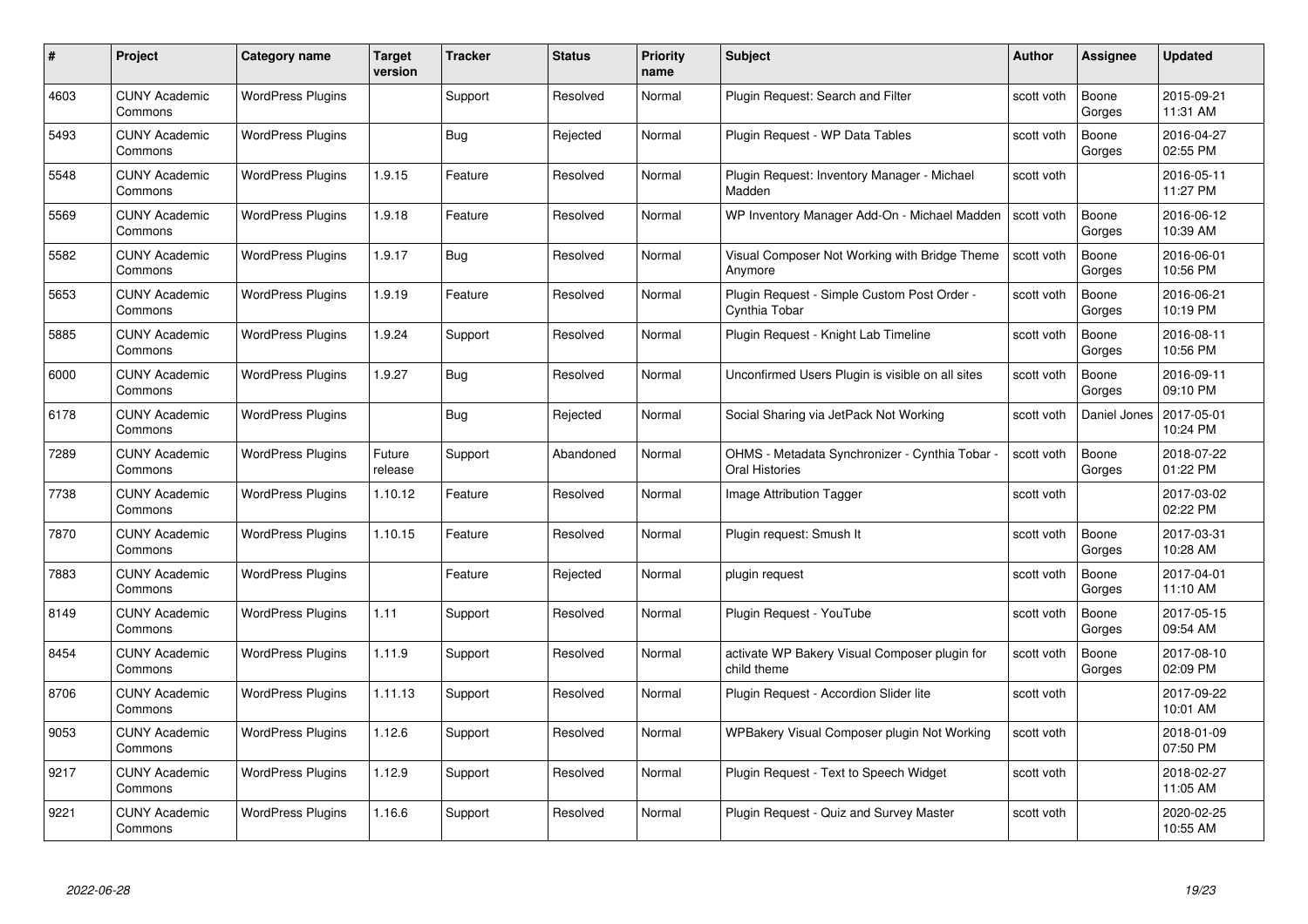| # | Project | Category name | Target version | Tracker | Status | Priority name | Subject | Author | Assignee | Updated |
|---|---|---|---|---|---|---|---|---|---|---|
| 4603 | CUNY Academic Commons | WordPress Plugins | | Support | Resolved | Normal | Plugin Request: Search and Filter | scott voth | Boone Gorges | 2015-09-21 11:31 AM |
| 5493 | CUNY Academic Commons | WordPress Plugins | | Bug | Rejected | Normal | Plugin Request - WP Data Tables | scott voth | Boone Gorges | 2016-04-27 02:55 PM |
| 5548 | CUNY Academic Commons | WordPress Plugins | 1.9.15 | Feature | Resolved | Normal | Plugin Request: Inventory Manager - Michael Madden | scott voth | | 2016-05-11 11:27 PM |
| 5569 | CUNY Academic Commons | WordPress Plugins | 1.9.18 | Feature | Resolved | Normal | WP Inventory Manager Add-On - Michael Madden | scott voth | Boone Gorges | 2016-06-12 10:39 AM |
| 5582 | CUNY Academic Commons | WordPress Plugins | 1.9.17 | Bug | Resolved | Normal | Visual Composer Not Working with Bridge Theme Anymore | scott voth | Boone Gorges | 2016-06-01 10:56 PM |
| 5653 | CUNY Academic Commons | WordPress Plugins | 1.9.19 | Feature | Resolved | Normal | Plugin Request - Simple Custom Post Order - Cynthia Tobar | scott voth | Boone Gorges | 2016-06-21 10:19 PM |
| 5885 | CUNY Academic Commons | WordPress Plugins | 1.9.24 | Support | Resolved | Normal | Plugin Request - Knight Lab Timeline | scott voth | Boone Gorges | 2016-08-11 10:56 PM |
| 6000 | CUNY Academic Commons | WordPress Plugins | 1.9.27 | Bug | Resolved | Normal | Unconfirmed Users Plugin is visible on all sites | scott voth | Boone Gorges | 2016-09-11 09:10 PM |
| 6178 | CUNY Academic Commons | WordPress Plugins | | Bug | Rejected | Normal | Social Sharing via JetPack Not Working | scott voth | Daniel Jones | 2017-05-01 10:24 PM |
| 7289 | CUNY Academic Commons | WordPress Plugins | Future release | Support | Abandoned | Normal | OHMS - Metadata Synchronizer - Cynthia Tobar - Oral Histories | scott voth | Boone Gorges | 2018-07-22 01:22 PM |
| 7738 | CUNY Academic Commons | WordPress Plugins | 1.10.12 | Feature | Resolved | Normal | Image Attribution Tagger | scott voth | | 2017-03-02 02:22 PM |
| 7870 | CUNY Academic Commons | WordPress Plugins | 1.10.15 | Feature | Resolved | Normal | Plugin request: Smush It | scott voth | Boone Gorges | 2017-03-31 10:28 AM |
| 7883 | CUNY Academic Commons | WordPress Plugins | | Feature | Rejected | Normal | plugin request | scott voth | Boone Gorges | 2017-04-01 11:10 AM |
| 8149 | CUNY Academic Commons | WordPress Plugins | 1.11 | Support | Resolved | Normal | Plugin Request - YouTube | scott voth | Boone Gorges | 2017-05-15 09:54 AM |
| 8454 | CUNY Academic Commons | WordPress Plugins | 1.11.9 | Support | Resolved | Normal | activate WP Bakery Visual Composer plugin for child theme | scott voth | Boone Gorges | 2017-08-10 02:09 PM |
| 8706 | CUNY Academic Commons | WordPress Plugins | 1.11.13 | Support | Resolved | Normal | Plugin Request - Accordion Slider lite | scott voth | | 2017-09-22 10:01 AM |
| 9053 | CUNY Academic Commons | WordPress Plugins | 1.12.6 | Support | Resolved | Normal | WPBakery Visual Composer plugin Not Working | scott voth | | 2018-01-09 07:50 PM |
| 9217 | CUNY Academic Commons | WordPress Plugins | 1.12.9 | Support | Resolved | Normal | Plugin Request - Text to Speech Widget | scott voth | | 2018-02-27 11:05 AM |
| 9221 | CUNY Academic Commons | WordPress Plugins | 1.16.6 | Support | Resolved | Normal | Plugin Request - Quiz and Survey Master | scott voth | | 2020-02-25 10:55 AM |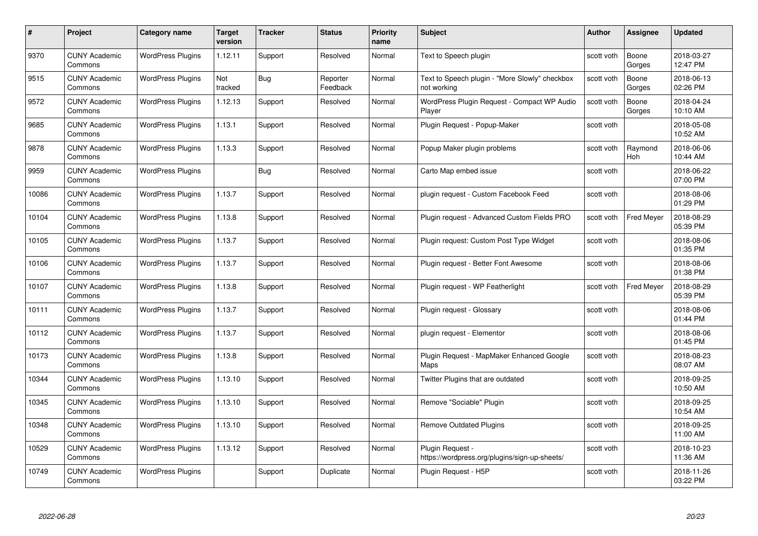| # | Project | Category name | Target version | Tracker | Status | Priority name | Subject | Author | Assignee | Updated |
|---|---|---|---|---|---|---|---|---|---|---|
| 9370 | CUNY Academic Commons | WordPress Plugins | 1.12.11 | Support | Resolved | Normal | Text to Speech plugin | scott voth | Boone Gorges | 2018-03-27 12:47 PM |
| 9515 | CUNY Academic Commons | WordPress Plugins | Not tracked | Bug | Reporter Feedback | Normal | Text to Speech plugin - "More Slowly" checkbox not working | scott voth | Boone Gorges | 2018-06-13 02:26 PM |
| 9572 | CUNY Academic Commons | WordPress Plugins | 1.12.13 | Support | Resolved | Normal | WordPress Plugin Request - Compact WP Audio Player | scott voth | Boone Gorges | 2018-04-24 10:10 AM |
| 9685 | CUNY Academic Commons | WordPress Plugins | 1.13.1 | Support | Resolved | Normal | Plugin Request - Popup-Maker | scott voth | | 2018-05-08 10:52 AM |
| 9878 | CUNY Academic Commons | WordPress Plugins | 1.13.3 | Support | Resolved | Normal | Popup Maker plugin problems | scott voth | Raymond Hoh | 2018-06-06 10:44 AM |
| 9959 | CUNY Academic Commons | WordPress Plugins | | Bug | Resolved | Normal | Carto Map embed issue | scott voth | | 2018-06-22 07:00 PM |
| 10086 | CUNY Academic Commons | WordPress Plugins | 1.13.7 | Support | Resolved | Normal | plugin request - Custom Facebook Feed | scott voth | | 2018-08-06 01:29 PM |
| 10104 | CUNY Academic Commons | WordPress Plugins | 1.13.8 | Support | Resolved | Normal | Plugin request - Advanced Custom Fields PRO | scott voth | Fred Meyer | 2018-08-29 05:39 PM |
| 10105 | CUNY Academic Commons | WordPress Plugins | 1.13.7 | Support | Resolved | Normal | Plugin request: Custom Post Type Widget | scott voth | | 2018-08-06 01:35 PM |
| 10106 | CUNY Academic Commons | WordPress Plugins | 1.13.7 | Support | Resolved | Normal | Plugin request - Better Font Awesome | scott voth | | 2018-08-06 01:38 PM |
| 10107 | CUNY Academic Commons | WordPress Plugins | 1.13.8 | Support | Resolved | Normal | Plugin request - WP Featherlight | scott voth | Fred Meyer | 2018-08-29 05:39 PM |
| 10111 | CUNY Academic Commons | WordPress Plugins | 1.13.7 | Support | Resolved | Normal | Plugin request - Glossary | scott voth | | 2018-08-06 01:44 PM |
| 10112 | CUNY Academic Commons | WordPress Plugins | 1.13.7 | Support | Resolved | Normal | plugin request - Elementor | scott voth | | 2018-08-06 01:45 PM |
| 10173 | CUNY Academic Commons | WordPress Plugins | 1.13.8 | Support | Resolved | Normal | Plugin Request - MapMaker Enhanced Google Maps | scott voth | | 2018-08-23 08:07 AM |
| 10344 | CUNY Academic Commons | WordPress Plugins | 1.13.10 | Support | Resolved | Normal | Twitter Plugins that are outdated | scott voth | | 2018-09-25 10:50 AM |
| 10345 | CUNY Academic Commons | WordPress Plugins | 1.13.10 | Support | Resolved | Normal | Remove "Sociable" Plugin | scott voth | | 2018-09-25 10:54 AM |
| 10348 | CUNY Academic Commons | WordPress Plugins | 1.13.10 | Support | Resolved | Normal | Remove Outdated Plugins | scott voth | | 2018-09-25 11:00 AM |
| 10529 | CUNY Academic Commons | WordPress Plugins | 1.13.12 | Support | Resolved | Normal | Plugin Request - https://wordpress.org/plugins/sign-up-sheets/ | scott voth | | 2018-10-23 11:36 AM |
| 10749 | CUNY Academic Commons | WordPress Plugins | | Support | Duplicate | Normal | Plugin Request - H5P | scott voth | | 2018-11-26 03:22 PM |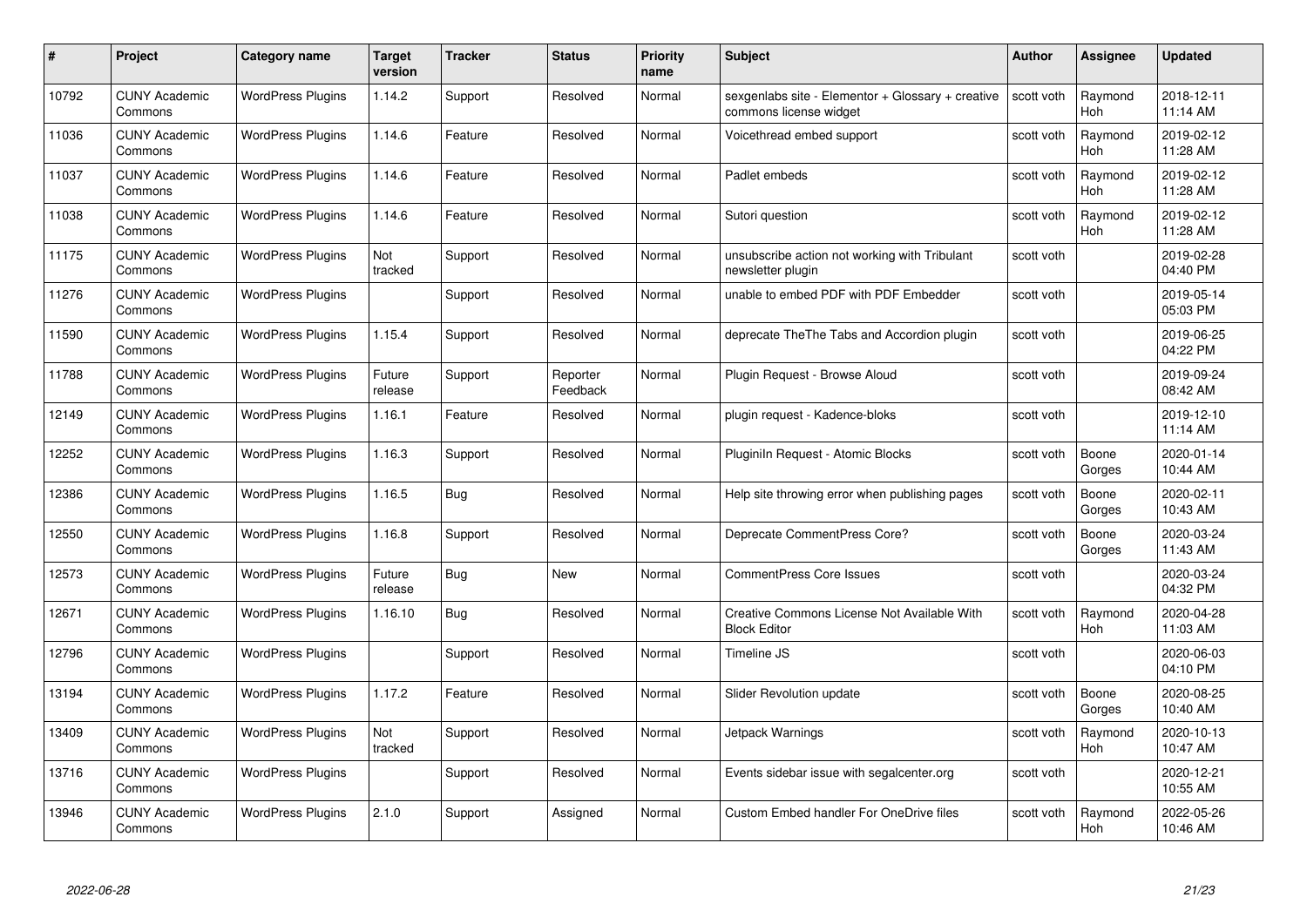| # | Project | Category name | Target version | Tracker | Status | Priority name | Subject | Author | Assignee | Updated |
| --- | --- | --- | --- | --- | --- | --- | --- | --- | --- | --- |
| 10792 | CUNY Academic Commons | WordPress Plugins | 1.14.2 | Support | Resolved | Normal | sexgenlabs site - Elementor + Glossary + creative commons license widget | scott voth | Raymond Hoh | 2018-12-11 11:14 AM |
| 11036 | CUNY Academic Commons | WordPress Plugins | 1.14.6 | Feature | Resolved | Normal | Voicethread embed support | scott voth | Raymond Hoh | 2019-02-12 11:28 AM |
| 11037 | CUNY Academic Commons | WordPress Plugins | 1.14.6 | Feature | Resolved | Normal | Padlet embeds | scott voth | Raymond Hoh | 2019-02-12 11:28 AM |
| 11038 | CUNY Academic Commons | WordPress Plugins | 1.14.6 | Feature | Resolved | Normal | Sutori question | scott voth | Raymond Hoh | 2019-02-12 11:28 AM |
| 11175 | CUNY Academic Commons | WordPress Plugins | Not tracked | Support | Resolved | Normal | unsubscribe action not working with Tribulant newsletter plugin | scott voth | | 2019-02-28 04:40 PM |
| 11276 | CUNY Academic Commons | WordPress Plugins | | Support | Resolved | Normal | unable to embed PDF with PDF Embedder | scott voth | | 2019-05-14 05:03 PM |
| 11590 | CUNY Academic Commons | WordPress Plugins | 1.15.4 | Support | Resolved | Normal | deprecate TheThe Tabs and Accordion plugin | scott voth | | 2019-06-25 04:22 PM |
| 11788 | CUNY Academic Commons | WordPress Plugins | Future release | Support | Reporter Feedback | Normal | Plugin Request - Browse Aloud | scott voth | | 2019-09-24 08:42 AM |
| 12149 | CUNY Academic Commons | WordPress Plugins | 1.16.1 | Feature | Resolved | Normal | plugin request - Kadence-bloks | scott voth | | 2019-12-10 11:14 AM |
| 12252 | CUNY Academic Commons | WordPress Plugins | 1.16.3 | Support | Resolved | Normal | PluginIn Request - Atomic Blocks | scott voth | Boone Gorges | 2020-01-14 10:44 AM |
| 12386 | CUNY Academic Commons | WordPress Plugins | 1.16.5 | Bug | Resolved | Normal | Help site throwing error when publishing pages | scott voth | Boone Gorges | 2020-02-11 10:43 AM |
| 12550 | CUNY Academic Commons | WordPress Plugins | 1.16.8 | Support | Resolved | Normal | Deprecate CommentPress Core? | scott voth | Boone Gorges | 2020-03-24 11:43 AM |
| 12573 | CUNY Academic Commons | WordPress Plugins | Future release | Bug | New | Normal | CommentPress Core Issues | scott voth | | 2020-03-24 04:32 PM |
| 12671 | CUNY Academic Commons | WordPress Plugins | 1.16.10 | Bug | Resolved | Normal | Creative Commons License Not Available With Block Editor | scott voth | Raymond Hoh | 2020-04-28 11:03 AM |
| 12796 | CUNY Academic Commons | WordPress Plugins | | Support | Resolved | Normal | Timeline JS | scott voth | | 2020-06-03 04:10 PM |
| 13194 | CUNY Academic Commons | WordPress Plugins | 1.17.2 | Feature | Resolved | Normal | Slider Revolution update | scott voth | Boone Gorges | 2020-08-25 10:40 AM |
| 13409 | CUNY Academic Commons | WordPress Plugins | Not tracked | Support | Resolved | Normal | Jetpack Warnings | scott voth | Raymond Hoh | 2020-10-13 10:47 AM |
| 13716 | CUNY Academic Commons | WordPress Plugins | | Support | Resolved | Normal | Events sidebar issue with segalcenter.org | scott voth | | 2020-12-21 10:55 AM |
| 13946 | CUNY Academic Commons | WordPress Plugins | 2.1.0 | Support | Assigned | Normal | Custom Embed handler For OneDrive files | scott voth | Raymond Hoh | 2022-05-26 10:46 AM |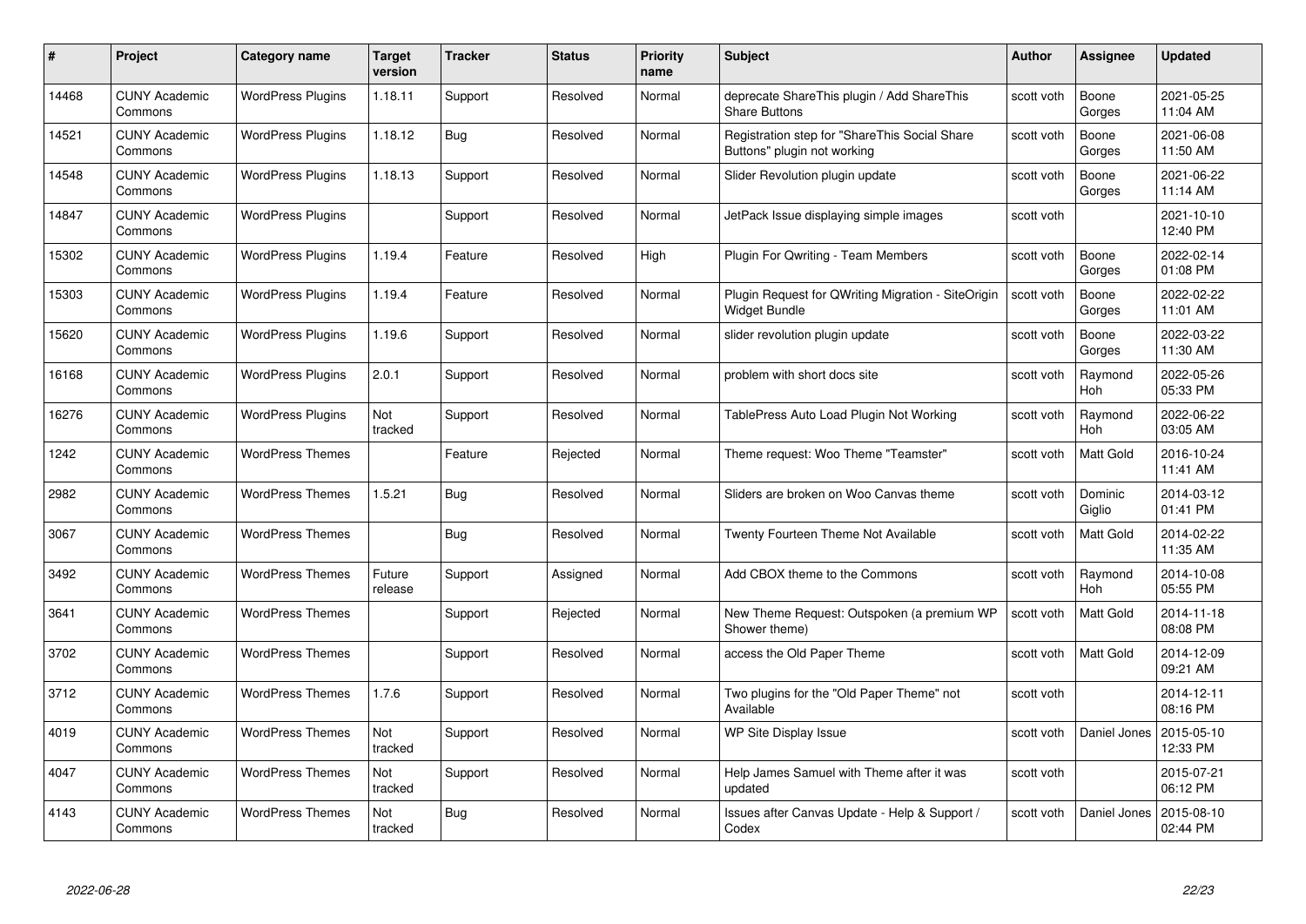| # | Project | Category name | Target version | Tracker | Status | Priority name | Subject | Author | Assignee | Updated |
|---|---|---|---|---|---|---|---|---|---|---|
| 14468 | CUNY Academic Commons | WordPress Plugins | 1.18.11 | Support | Resolved | Normal | deprecate ShareThis plugin / Add ShareThis Share Buttons | scott voth | Boone Gorges | 2021-05-25 11:04 AM |
| 14521 | CUNY Academic Commons | WordPress Plugins | 1.18.12 | Bug | Resolved | Normal | Registration step for "ShareThis Social Share Buttons" plugin not working | scott voth | Boone Gorges | 2021-06-08 11:50 AM |
| 14548 | CUNY Academic Commons | WordPress Plugins | 1.18.13 | Support | Resolved | Normal | Slider Revolution plugin update | scott voth | Boone Gorges | 2021-06-22 11:14 AM |
| 14847 | CUNY Academic Commons | WordPress Plugins | | Support | Resolved | Normal | JetPack Issue displaying simple images | scott voth | | 2021-10-10 12:40 PM |
| 15302 | CUNY Academic Commons | WordPress Plugins | 1.19.4 | Feature | Resolved | High | Plugin For Qwriting - Team Members | scott voth | Boone Gorges | 2022-02-14 01:08 PM |
| 15303 | CUNY Academic Commons | WordPress Plugins | 1.19.4 | Feature | Resolved | Normal | Plugin Request for QWriting Migration - SiteOrigin Widget Bundle | scott voth | Boone Gorges | 2022-02-22 11:01 AM |
| 15620 | CUNY Academic Commons | WordPress Plugins | 1.19.6 | Support | Resolved | Normal | slider revolution plugin update | scott voth | Boone Gorges | 2022-03-22 11:30 AM |
| 16168 | CUNY Academic Commons | WordPress Plugins | 2.0.1 | Support | Resolved | Normal | problem with short docs site | scott voth | Raymond Hoh | 2022-05-26 05:33 PM |
| 16276 | CUNY Academic Commons | WordPress Plugins | Not tracked | Support | Resolved | Normal | TablePress Auto Load Plugin Not Working | scott voth | Raymond Hoh | 2022-06-22 03:05 AM |
| 1242 | CUNY Academic Commons | WordPress Themes | | Feature | Rejected | Normal | Theme request: Woo Theme "Teamster" | scott voth | Matt Gold | 2016-10-24 11:41 AM |
| 2982 | CUNY Academic Commons | WordPress Themes | 1.5.21 | Bug | Resolved | Normal | Sliders are broken on Woo Canvas theme | scott voth | Dominic Giglio | 2014-03-12 01:41 PM |
| 3067 | CUNY Academic Commons | WordPress Themes | | Bug | Resolved | Normal | Twenty Fourteen Theme Not Available | scott voth | Matt Gold | 2014-02-22 11:35 AM |
| 3492 | CUNY Academic Commons | WordPress Themes | Future release | Support | Assigned | Normal | Add CBOX theme to the Commons | scott voth | Raymond Hoh | 2014-10-08 05:55 PM |
| 3641 | CUNY Academic Commons | WordPress Themes | | Support | Rejected | Normal | New Theme Request: Outspoken (a premium WP Shower theme) | scott voth | Matt Gold | 2014-11-18 08:08 PM |
| 3702 | CUNY Academic Commons | WordPress Themes | | Support | Resolved | Normal | access the Old Paper Theme | scott voth | Matt Gold | 2014-12-09 09:21 AM |
| 3712 | CUNY Academic Commons | WordPress Themes | 1.7.6 | Support | Resolved | Normal | Two plugins for the "Old Paper Theme" not Available | scott voth | | 2014-12-11 08:16 PM |
| 4019 | CUNY Academic Commons | WordPress Themes | Not tracked | Support | Resolved | Normal | WP Site Display Issue | scott voth | Daniel Jones | 2015-05-10 12:33 PM |
| 4047 | CUNY Academic Commons | WordPress Themes | Not tracked | Support | Resolved | Normal | Help James Samuel with Theme after it was updated | scott voth | | 2015-07-21 06:12 PM |
| 4143 | CUNY Academic Commons | WordPress Themes | Not tracked | Bug | Resolved | Normal | Issues after Canvas Update - Help & Support / Codex | scott voth | Daniel Jones | 2015-08-10 02:44 PM |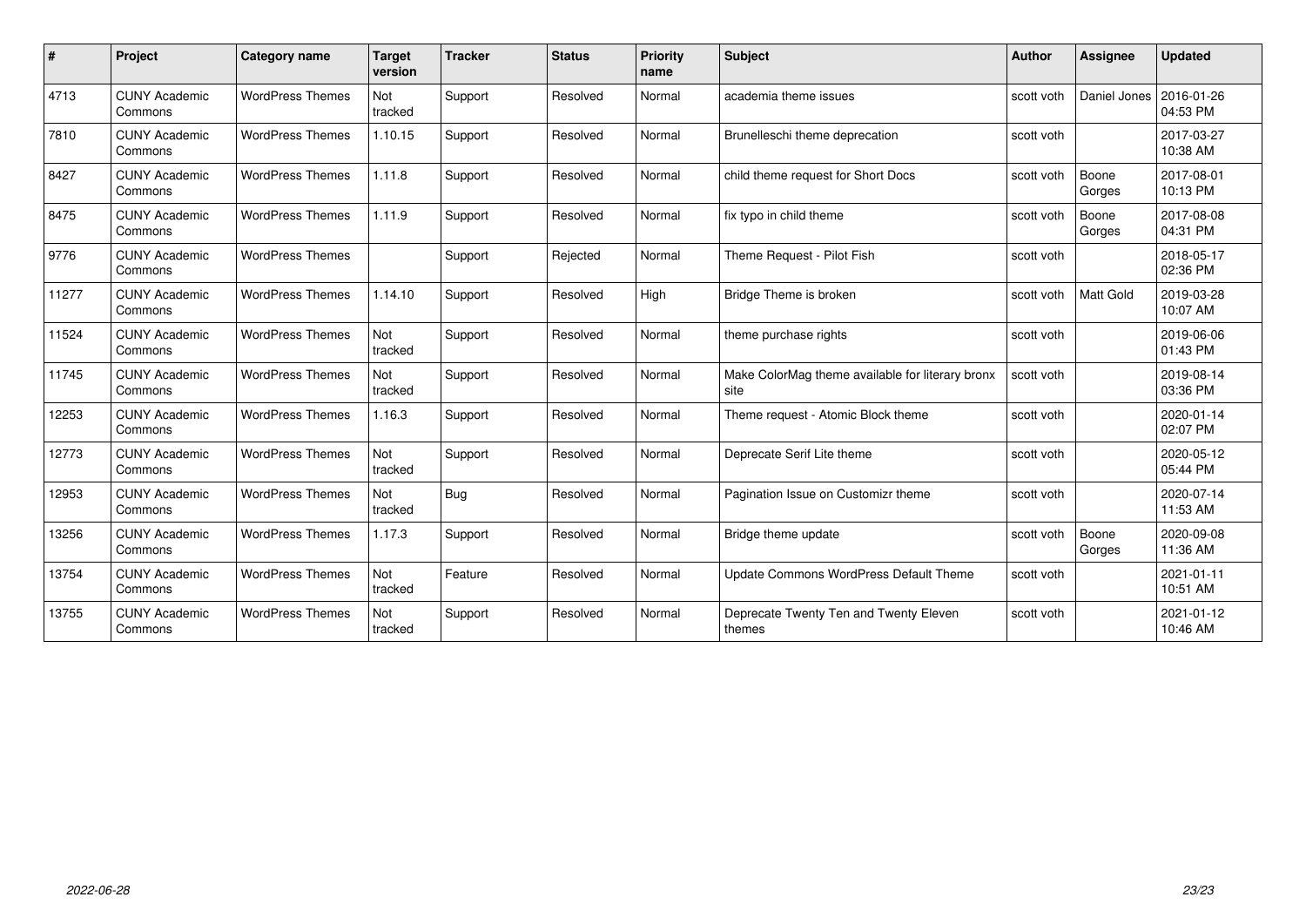| # | Project | Category name | Target version | Tracker | Status | Priority name | Subject | Author | Assignee | Updated |
|---|---|---|---|---|---|---|---|---|---|---|
| 4713 | CUNY Academic Commons | WordPress Themes | Not tracked | Support | Resolved | Normal | academia theme issues | scott voth | Daniel Jones | 2016-01-26 04:53 PM |
| 7810 | CUNY Academic Commons | WordPress Themes | 1.10.15 | Support | Resolved | Normal | Brunelleschi theme deprecation | scott voth | | 2017-03-27 10:38 AM |
| 8427 | CUNY Academic Commons | WordPress Themes | 1.11.8 | Support | Resolved | Normal | child theme request for Short Docs | scott voth | Boone Gorges | 2017-08-01 10:13 PM |
| 8475 | CUNY Academic Commons | WordPress Themes | 1.11.9 | Support | Resolved | Normal | fix typo in child theme | scott voth | Boone Gorges | 2017-08-08 04:31 PM |
| 9776 | CUNY Academic Commons | WordPress Themes | | Support | Rejected | Normal | Theme Request - Pilot Fish | scott voth | | 2018-05-17 02:36 PM |
| 11277 | CUNY Academic Commons | WordPress Themes | 1.14.10 | Support | Resolved | High | Bridge Theme is broken | scott voth | Matt Gold | 2019-03-28 10:07 AM |
| 11524 | CUNY Academic Commons | WordPress Themes | Not tracked | Support | Resolved | Normal | theme purchase rights | scott voth | | 2019-06-06 01:43 PM |
| 11745 | CUNY Academic Commons | WordPress Themes | Not tracked | Support | Resolved | Normal | Make ColorMag theme available for literary bronx site | scott voth | | 2019-08-14 03:36 PM |
| 12253 | CUNY Academic Commons | WordPress Themes | 1.16.3 | Support | Resolved | Normal | Theme request - Atomic Block theme | scott voth | | 2020-01-14 02:07 PM |
| 12773 | CUNY Academic Commons | WordPress Themes | Not tracked | Support | Resolved | Normal | Deprecate Serif Lite theme | scott voth | | 2020-05-12 05:44 PM |
| 12953 | CUNY Academic Commons | WordPress Themes | Not tracked | Bug | Resolved | Normal | Pagination Issue on Customizr theme | scott voth | | 2020-07-14 11:53 AM |
| 13256 | CUNY Academic Commons | WordPress Themes | 1.17.3 | Support | Resolved | Normal | Bridge theme update | scott voth | Boone Gorges | 2020-09-08 11:36 AM |
| 13754 | CUNY Academic Commons | WordPress Themes | Not tracked | Feature | Resolved | Normal | Update Commons WordPress Default Theme | scott voth | | 2021-01-11 10:51 AM |
| 13755 | CUNY Academic Commons | WordPress Themes | Not tracked | Support | Resolved | Normal | Deprecate Twenty Ten and Twenty Eleven themes | scott voth | | 2021-01-12 10:46 AM |